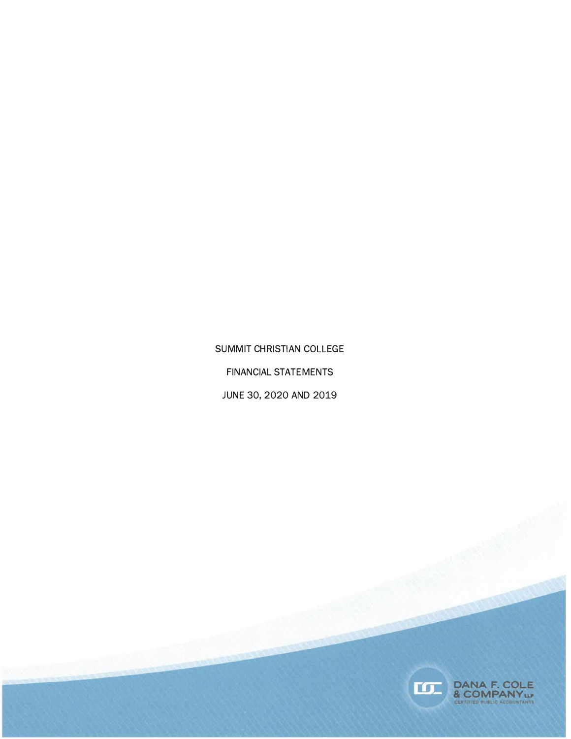SUMMIT CHRISTIAN COLLEGE

FINANCIAL STATEMENTS

JUNE 30, 2020 AND 2019

DANA F. COLE & COMPANY LLP
CERTIFIED PUBLIC ACCOUNTANTS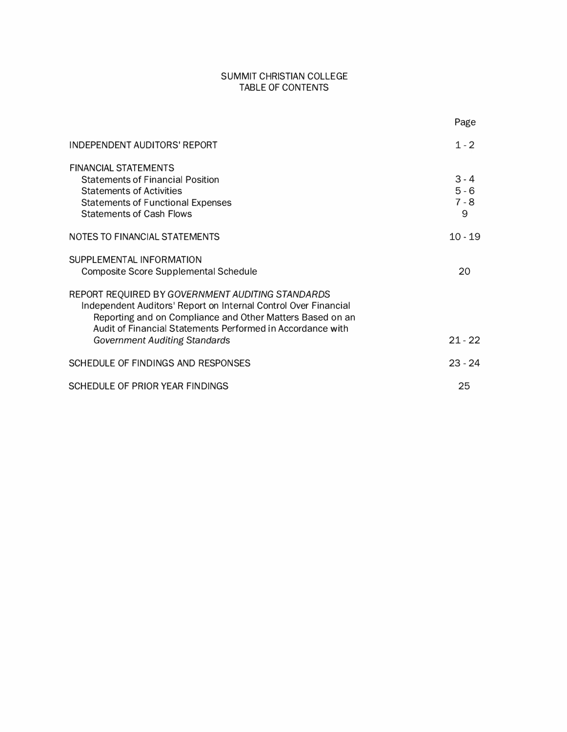# SUMMIT CHRISTIAN COLLEGE
## TABLE OF CONTENTS

| | Page |
|---|---|
| INDEPENDENT AUDITORS' REPORT | 1 - 2 |
| FINANCIAL STATEMENTS | |
| Statements of Financial Position | 3 - 4 |
| Statements of Activities | 5 - 6 |
| Statements of Functional Expenses | 7 - 8 |
| Statements of Cash Flows | 9 |
| NOTES TO FINANCIAL STATEMENTS | 10 - 19 |
| SUPPLEMENTAL INFORMATION | |
| Composite Score Supplemental Schedule | 20 |
| REPORT REQUIRED BY *GOVERNMENT AUDITING STANDARDS* | |
| Independent Auditors' Report on Internal Control Over Financial Reporting and on Compliance and Other Matters Based on an Audit of Financial Statements Performed in Accordance with *Government Auditing Standards* | 21 - 22 |
| SCHEDULE OF FINDINGS AND RESPONSES | 23 - 24 |
| SCHEDULE OF PRIOR YEAR FINDINGS | 25 |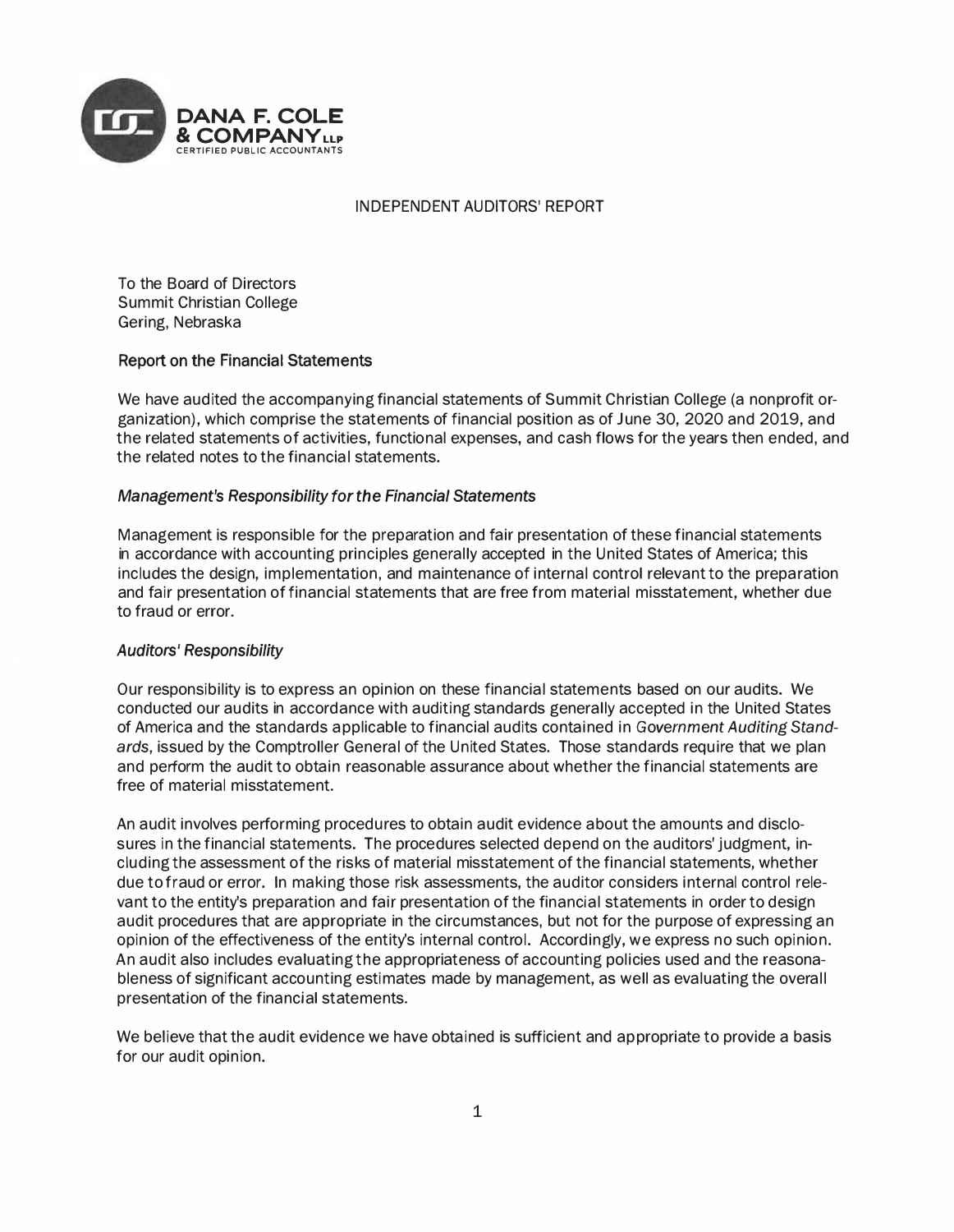DANA F. COLE & COMPANY LLP
CERTIFIED PUBLIC ACCOUNTANTS

# INDEPENDENT AUDITORS' REPORT

To the Board of Directors
Summit Christian College
Gering, Nebraska

## Report on the Financial Statements

We have audited the accompanying financial statements of Summit Christian College (a nonprofit organization), which comprise the statements of financial position as of June 30, 2020 and 2019, and the related statements of activities, functional expenses, and cash flows for the years then ended, and the related notes to the financial statements.

### *Management's Responsibility for the Financial Statements*

Management is responsible for the preparation and fair presentation of these financial statements in accordance with accounting principles generally accepted in the United States of America; this includes the design, implementation, and maintenance of internal control relevant to the preparation and fair presentation of financial statements that are free from material misstatement, whether due to fraud or error.

### *Auditors' Responsibility*

Our responsibility is to express an opinion on these financial statements based on our audits. We conducted our audits in accordance with auditing standards generally accepted in the United States of America and the standards applicable to financial audits contained in *Government Auditing Standards*, issued by the Comptroller General of the United States. Those standards require that we plan and perform the audit to obtain reasonable assurance about whether the financial statements are free of material misstatement.

An audit involves performing procedures to obtain audit evidence about the amounts and disclosures in the financial statements. The procedures selected depend on the auditors' judgment, including the assessment of the risks of material misstatement of the financial statements, whether due to fraud or error. In making those risk assessments, the auditor considers internal control relevant to the entity's preparation and fair presentation of the financial statements in order to design audit procedures that are appropriate in the circumstances, but not for the purpose of expressing an opinion of the effectiveness of the entity's internal control. Accordingly, we express no such opinion. An audit also includes evaluating the appropriateness of accounting policies used and the reasonableness of significant accounting estimates made by management, as well as evaluating the overall presentation of the financial statements.

We believe that the audit evidence we have obtained is sufficient and appropriate to provide a basis for our audit opinion.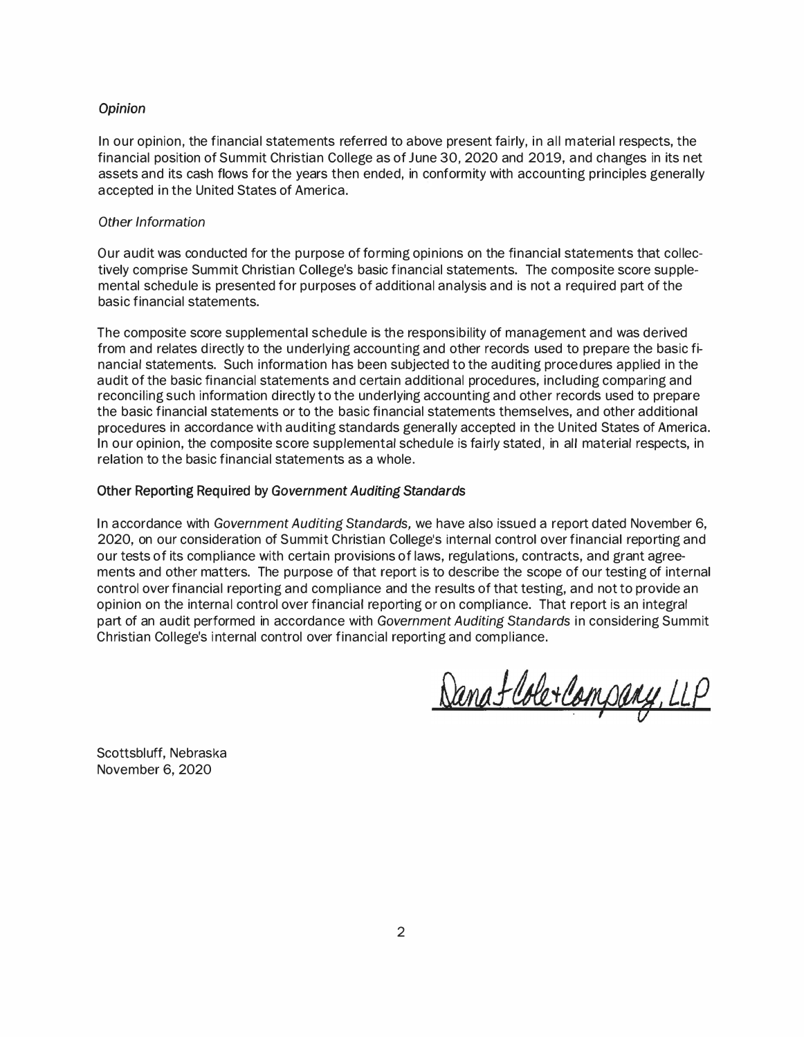### *Opinion*

In our opinion, the financial statements referred to above present fairly, in all material respects, the financial position of Summit Christian College as of June 30, 2020 and 2019, and changes in its net assets and its cash flows for the years then ended, in conformity with accounting principles generally accepted in the United States of America.

### *Other Information*

Our audit was conducted for the purpose of forming opinions on the financial statements that collectively comprise Summit Christian College's basic financial statements. The composite score supplemental schedule is presented for purposes of additional analysis and is not a required part of the basic financial statements.

The composite score supplemental schedule is the responsibility of management and was derived from and relates directly to the underlying accounting and other records used to prepare the basic financial statements. Such information has been subjected to the auditing procedures applied in the audit of the basic financial statements and certain additional procedures, including comparing and reconciling such information directly to the underlying accounting and other records used to prepare the basic financial statements or to the basic financial statements themselves, and other additional procedures in accordance with auditing standards generally accepted in the United States of America. In our opinion, the composite score supplemental schedule is fairly stated, in all material respects, in relation to the basic financial statements as a whole.

## Other Reporting Required by *Government Auditing Standards*

In accordance with *Government Auditing Standards,* we have also issued a report dated November 6, 2020, on our consideration of Summit Christian College's internal control over financial reporting and our tests of its compliance with certain provisions of laws, regulations, contracts, and grant agreements and other matters. The purpose of that report is to describe the scope of our testing of internal control over financial reporting and compliance and the results of that testing, and not to provide an opinion on the internal control over financial reporting or on compliance. That report is an integral part of an audit performed in accordance with *Government Auditing Standards* in considering Summit Christian College's internal control over financial reporting and compliance.

Dana F. Cole + Company, LLP

Scottsbluff, Nebraska
November 6, 2020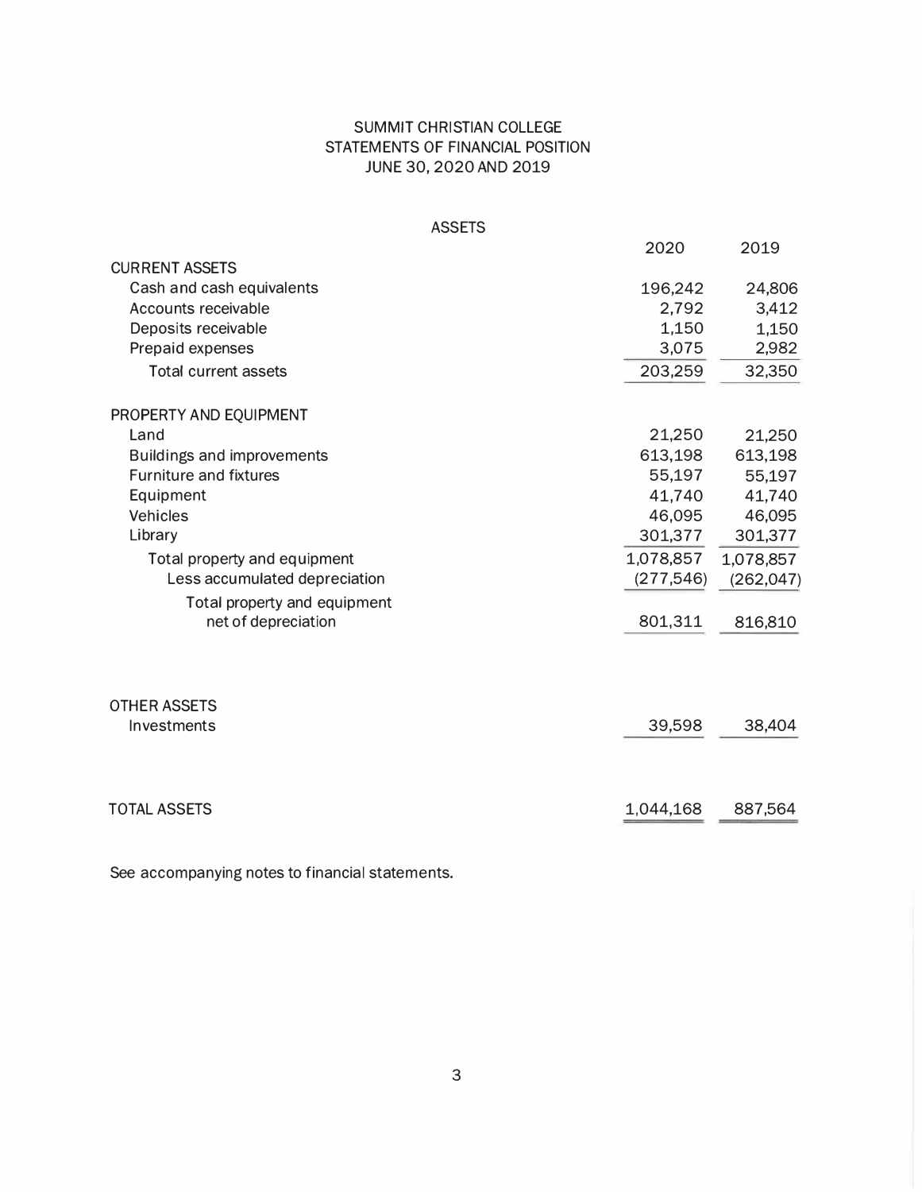# SUMMIT CHRISTIAN COLLEGE
## STATEMENTS OF FINANCIAL POSITION
### JUNE 30, 2020 AND 2019

**ASSETS**

| | 2020 | 2019 |
|---|---|---|
| **CURRENT ASSETS** | | |
| Cash and cash equivalents | 196,242 | 24,806 |
| Accounts receivable | 2,792 | 3,412 |
| Deposits receivable | 1,150 | 1,150 |
| Prepaid expenses | 3,075 | 2,982 |
| Total current assets | 203,259 | 32,350 |
| **PROPERTY AND EQUIPMENT** | | |
| Land | 21,250 | 21,250 |
| Buildings and improvements | 613,198 | 613,198 |
| Furniture and fixtures | 55,197 | 55,197 |
| Equipment | 41,740 | 41,740 |
| Vehicles | 46,095 | 46,095 |
| Library | 301,377 | 301,377 |
| Total property and equipment | 1,078,857 | 1,078,857 |
| Less accumulated depreciation | (277,546) | (262,047) |
| Total property and equipment net of depreciation | 801,311 | 816,810 |
| **OTHER ASSETS** | | |
| Investments | 39,598 | 38,404 |
| **TOTAL ASSETS** | 1,044,168 | 887,564 |

See accompanying notes to financial statements.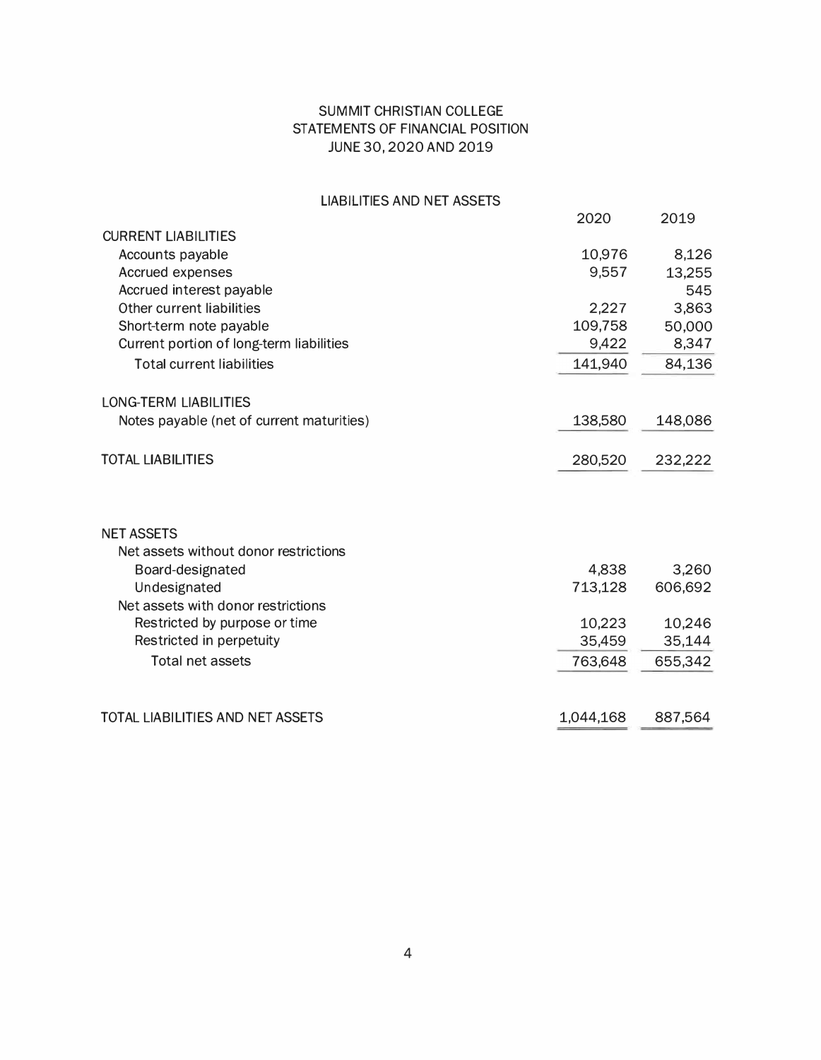# SUMMIT CHRISTIAN COLLEGE
## STATEMENTS OF FINANCIAL POSITION
### JUNE 30, 2020 AND 2019

#### LIABILITIES AND NET ASSETS

| | 2020 | 2019 |
|---|---|---|
| **CURRENT LIABILITIES** | | |
| Accounts payable | 10,976 | 8,126 |
| Accrued expenses | 9,557 | 13,255 |
| Accrued interest payable | | 545 |
| Other current liabilities | 2,227 | 3,863 |
| Short-term note payable | 109,758 | 50,000 |
| Current portion of long-term liabilities | 9,422 | 8,347 |
| Total current liabilities | 141,940 | 84,136 |
| **LONG-TERM LIABILITIES** | | |
| Notes payable (net of current maturities) | 138,580 | 148,086 |
| **TOTAL LIABILITIES** | 280,520 | 232,222 |
| **NET ASSETS** | | |
| Net assets without donor restrictions | | |
| Board-designated | 4,838 | 3,260 |
| Undesignated | 713,128 | 606,692 |
| Net assets with donor restrictions | | |
| Restricted by purpose or time | 10,223 | 10,246 |
| Restricted in perpetuity | 35,459 | 35,144 |
| Total net assets | 763,648 | 655,342 |
| **TOTAL LIABILITIES AND NET ASSETS** | 1,044,168 | 887,564 |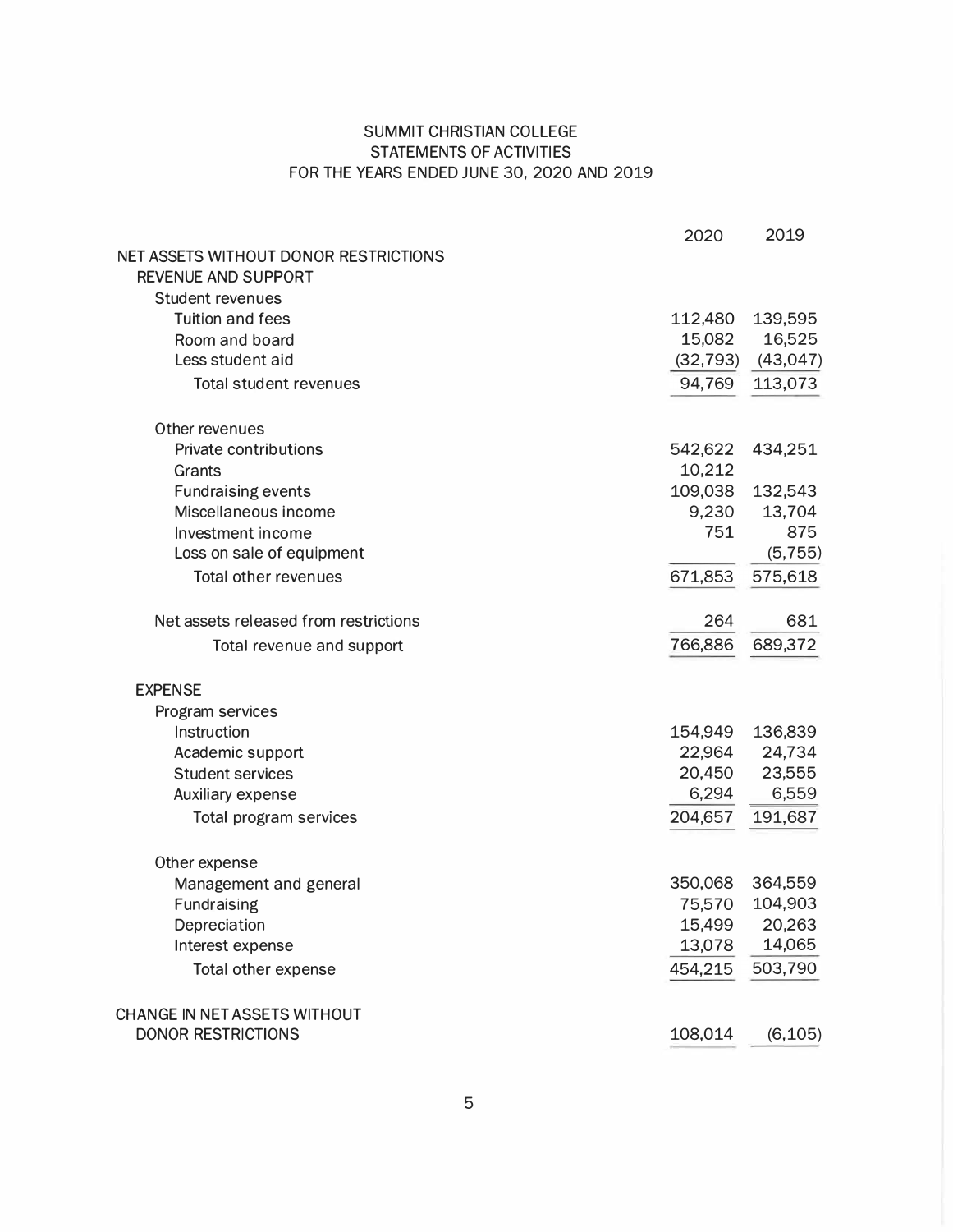# SUMMIT CHRISTIAN COLLEGE
## STATEMENTS OF ACTIVITIES
### FOR THE YEARS ENDED JUNE 30, 2020 AND 2019

| | 2020 | 2019 |
|---|---|---|
| NET ASSETS WITHOUT DONOR RESTRICTIONS | | |
| REVENUE AND SUPPORT | | |
| Student revenues | | |
| Tuition and fees | 112,480 | 139,595 |
| Room and board | 15,082 | 16,525 |
| Less student aid | (32,793) | (43,047) |
| Total student revenues | 94,769 | 113,073 |
| | | |
| Other revenues | | |
| Private contributions | 542,622 | 434,251 |
| Grants | 10,212 | |
| Fundraising events | 109,038 | 132,543 |
| Miscellaneous income | 9,230 | 13,704 |
| Investment income | 751 | 875 |
| Loss on sale of equipment | | (5,755) |
| Total other revenues | 671,853 | 575,618 |
| | | |
| Net assets released from restrictions | 264 | 681 |
| Total revenue and support | 766,886 | 689,372 |
| | | |
| EXPENSE | | |
| Program services | | |
| Instruction | 154,949 | 136,839 |
| Academic support | 22,964 | 24,734 |
| Student services | 20,450 | 23,555 |
| Auxiliary expense | 6,294 | 6,559 |
| Total program services | 204,657 | 191,687 |
| | | |
| Other expense | | |
| Management and general | 350,068 | 364,559 |
| Fundraising | 75,570 | 104,903 |
| Depreciation | 15,499 | 20,263 |
| Interest expense | 13,078 | 14,065 |
| Total other expense | 454,215 | 503,790 |
| | | |
| CHANGE IN NET ASSETS WITHOUT DONOR RESTRICTIONS | 108,014 | (6,105) |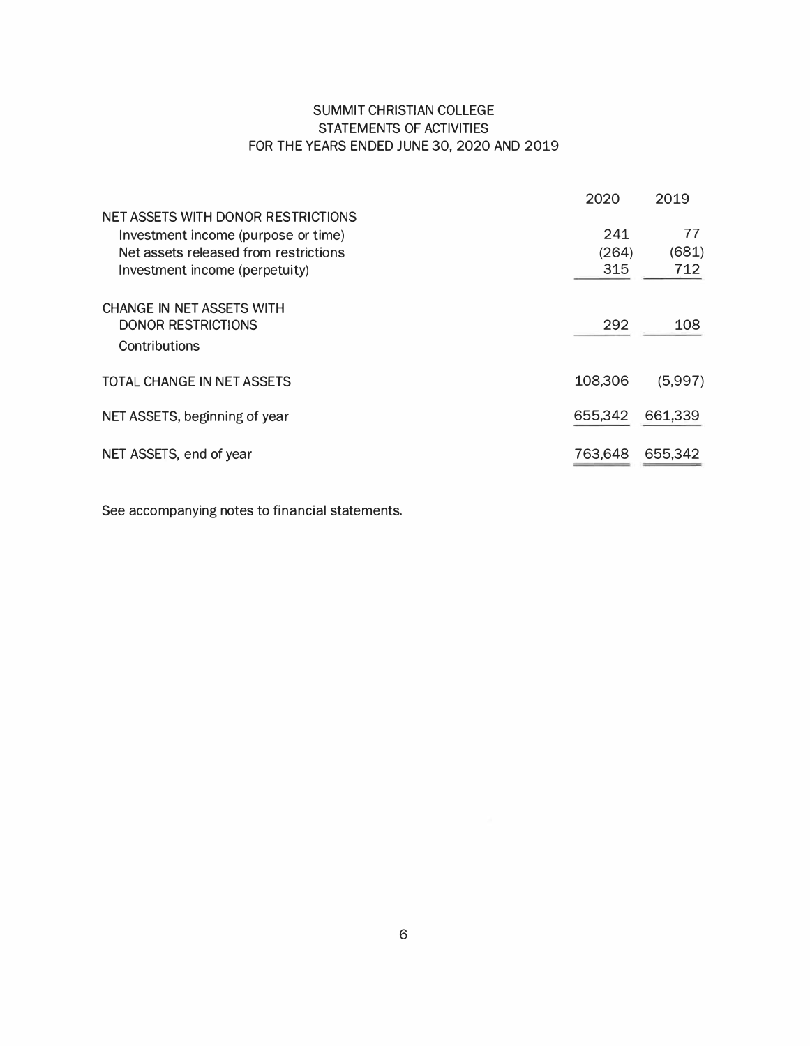SUMMIT CHRISTIAN COLLEGE
STATEMENTS OF ACTIVITIES
FOR THE YEARS ENDED JUNE 30, 2020 AND 2019

| | 2020 | 2019 |
|---|---|---|
| NET ASSETS WITH DONOR RESTRICTIONS | | |
| Investment income (purpose or time) | 241 | 77 |
| Net assets released from restrictions | (264) | (681) |
| Investment income (perpetuity) | 315 | 712 |
| CHANGE IN NET ASSETS WITH DONOR RESTRICTIONS | 292 | 108 |
| Contributions | | |
| TOTAL CHANGE IN NET ASSETS | 108,306 | (5,997) |
| NET ASSETS, beginning of year | 655,342 | 661,339 |
| NET ASSETS, end of year | 763,648 | 655,342 |

See accompanying notes to financial statements.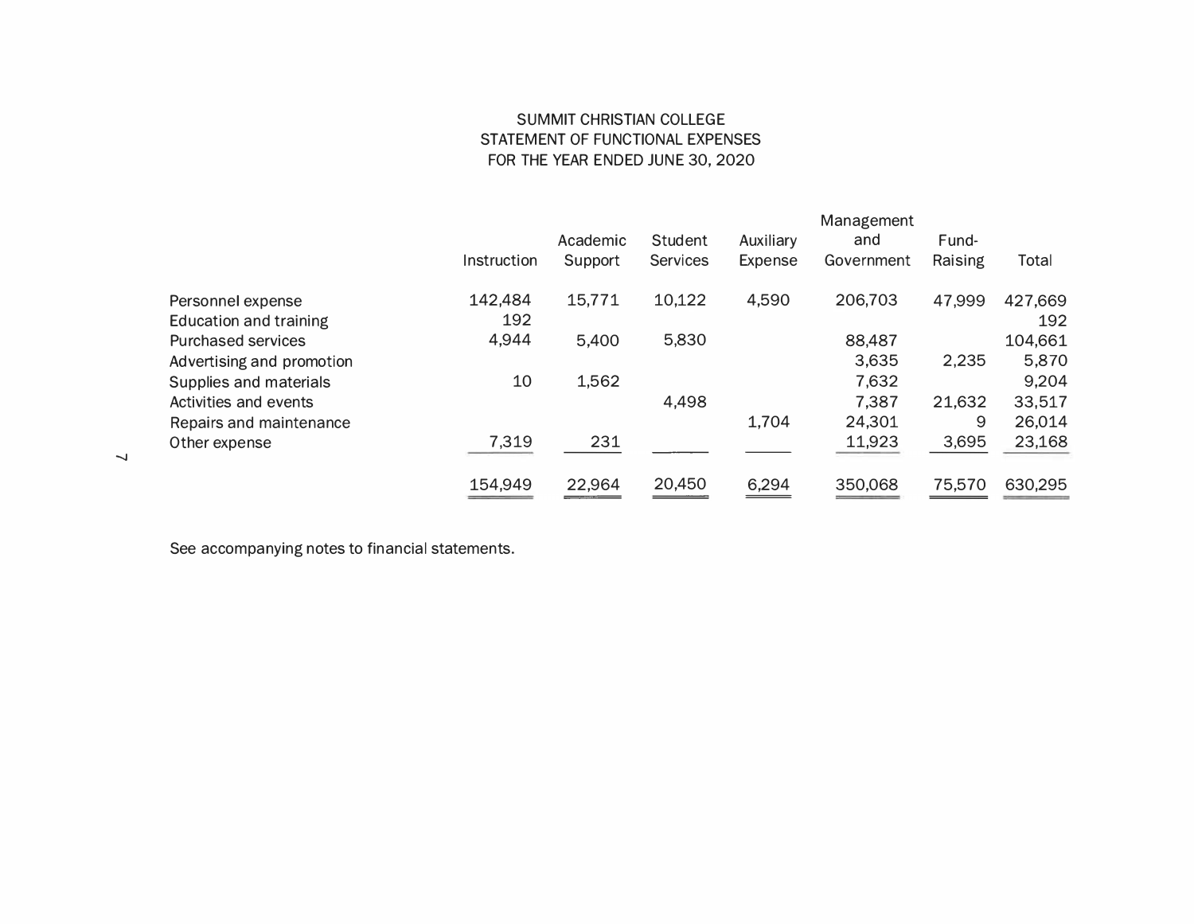SUMMIT CHRISTIAN COLLEGE
STATEMENT OF FUNCTIONAL EXPENSES
FOR THE YEAR ENDED JUNE 30, 2020

| | Instruction | Academic Support | Student Services | Auxiliary Expense | Management and Government | Fund-Raising | Total |
|---|---|---|---|---|---|---|---|
| Personnel expense | 142,484 | 15,771 | 10,122 | 4,590 | 206,703 | 47,999 | 427,669 |
| Education and training | 192 | | | | | | 192 |
| Purchased services | 4,944 | 5,400 | 5,830 | | 88,487 | | 104,661 |
| Advertising and promotion | | | | | 3,635 | 2,235 | 5,870 |
| Supplies and materials | 10 | 1,562 | | | 7,632 | | 9,204 |
| Activities and events | | | 4,498 | | 7,387 | 21,632 | 33,517 |
| Repairs and maintenance | | | | 1,704 | 24,301 | 9 | 26,014 |
| Other expense | 7,319 | 231 | | | 11,923 | 3,695 | 23,168 |
| | 154,949 | 22,964 | 20,450 | 6,294 | 350,068 | 75,570 | 630,295 |

See accompanying notes to financial statements.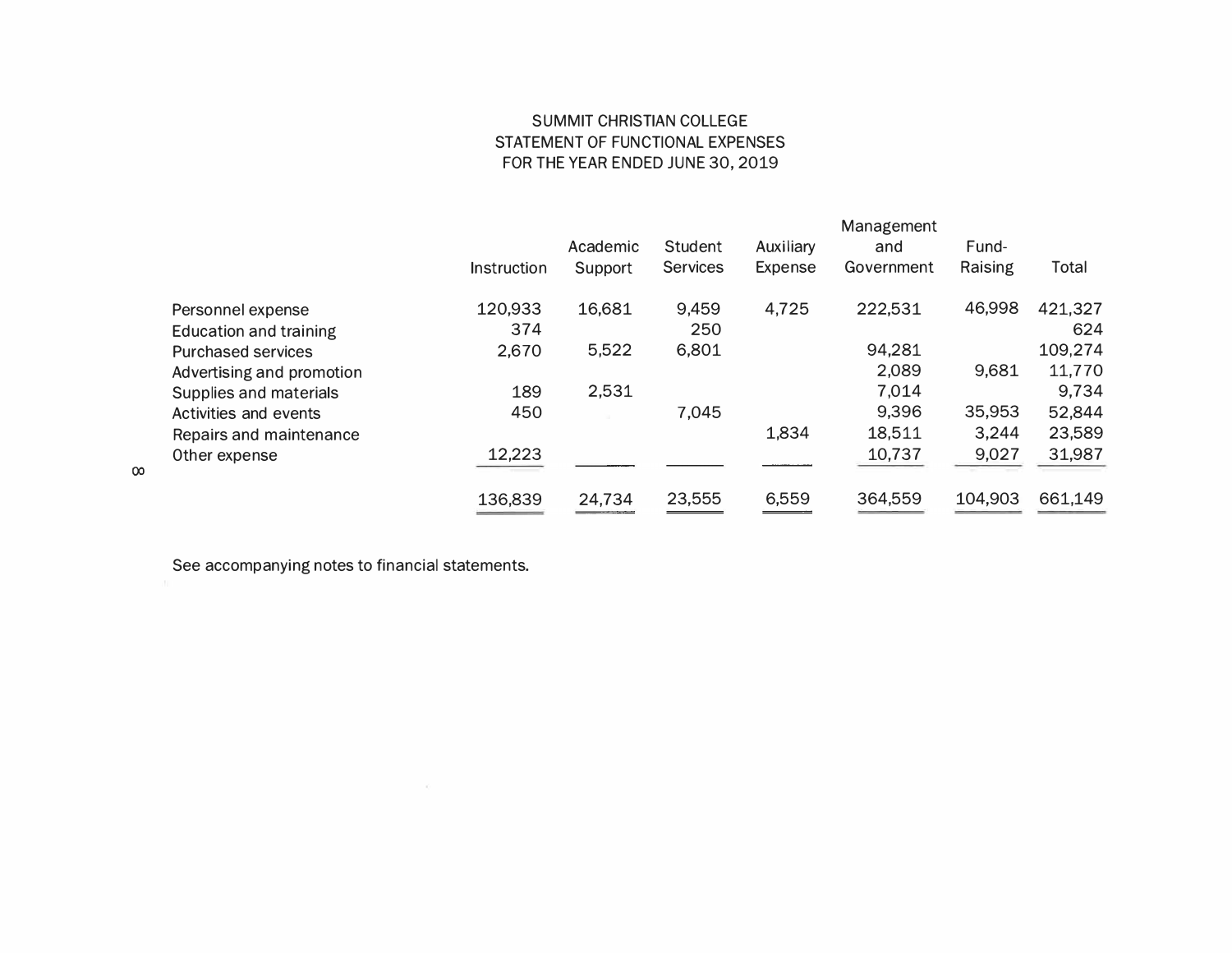SUMMIT CHRISTIAN COLLEGE
STATEMENT OF FUNCTIONAL EXPENSES
FOR THE YEAR ENDED JUNE 30, 2019

| | Instruction | Academic Support | Student Services | Auxiliary Expense | Management and Government | Fund-Raising | Total |
|---|---|---|---|---|---|---|---|
| Personnel expense | 120,933 | 16,681 | 9,459 | 4,725 | 222,531 | 46,998 | 421,327 |
| Education and training | 374 | | 250 | | | | 624 |
| Purchased services | 2,670 | 5,522 | 6,801 | | 94,281 | | 109,274 |
| Advertising and promotion | | | | | 2,089 | 9,681 | 11,770 |
| Supplies and materials | 189 | 2,531 | | | 7,014 | | 9,734 |
| Activities and events | 450 | | 7,045 | | 9,396 | 35,953 | 52,844 |
| Repairs and maintenance | | | | 1,834 | 18,511 | 3,244 | 23,589 |
| Other expense | 12,223 | | | | 10,737 | 9,027 | 31,987 |
| | 136,839 | 24,734 | 23,555 | 6,559 | 364,559 | 104,903 | 661,149 |

See accompanying notes to financial statements.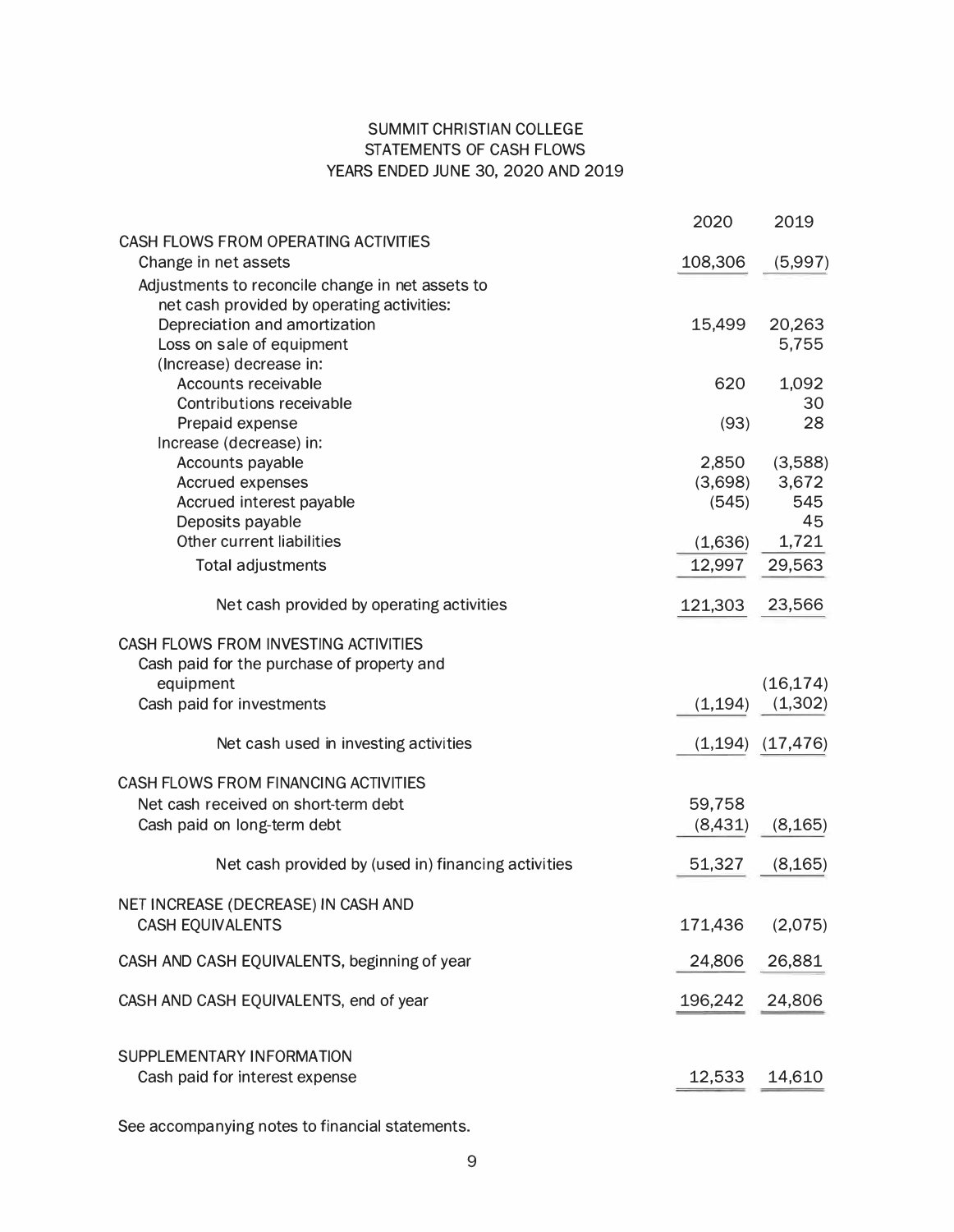# SUMMIT CHRISTIAN COLLEGE
## STATEMENTS OF CASH FLOWS
### YEARS ENDED JUNE 30, 2020 AND 2019

| | 2020 | 2019 |
|---|---|---|
| CASH FLOWS FROM OPERATING ACTIVITIES | | |
| Change in net assets | 108,306 | (5,997) |
| Adjustments to reconcile change in net assets to net cash provided by operating activities: | | |
| Depreciation and amortization | 15,499 | 20,263 |
| Loss on sale of equipment | | 5,755 |
| (Increase) decrease in: | | |
| Accounts receivable | 620 | 1,092 |
| Contributions receivable | | 30 |
| Prepaid expense | (93) | 28 |
| Increase (decrease) in: | | |
| Accounts payable | 2,850 | (3,588) |
| Accrued expenses | (3,698) | 3,672 |
| Accrued interest payable | (545) | 545 |
| Deposits payable | | 45 |
| Other current liabilities | (1,636) | 1,721 |
| Total adjustments | 12,997 | 29,563 |
| Net cash provided by operating activities | 121,303 | 23,566 |
| CASH FLOWS FROM INVESTING ACTIVITIES | | |
| Cash paid for the purchase of property and equipment | | (16,174) |
| Cash paid for investments | (1,194) | (1,302) |
| Net cash used in investing activities | (1,194) | (17,476) |
| CASH FLOWS FROM FINANCING ACTIVITIES | | |
| Net cash received on short-term debt | 59,758 | |
| Cash paid on long-term debt | (8,431) | (8,165) |
| Net cash provided by (used in) financing activities | 51,327 | (8,165) |
| NET INCREASE (DECREASE) IN CASH AND CASH EQUIVALENTS | 171,436 | (2,075) |
| CASH AND CASH EQUIVALENTS, beginning of year | 24,806 | 26,881 |
| CASH AND CASH EQUIVALENTS, end of year | 196,242 | 24,806 |
| SUPPLEMENTARY INFORMATION | | |
| Cash paid for interest expense | 12,533 | 14,610 |

See accompanying notes to financial statements.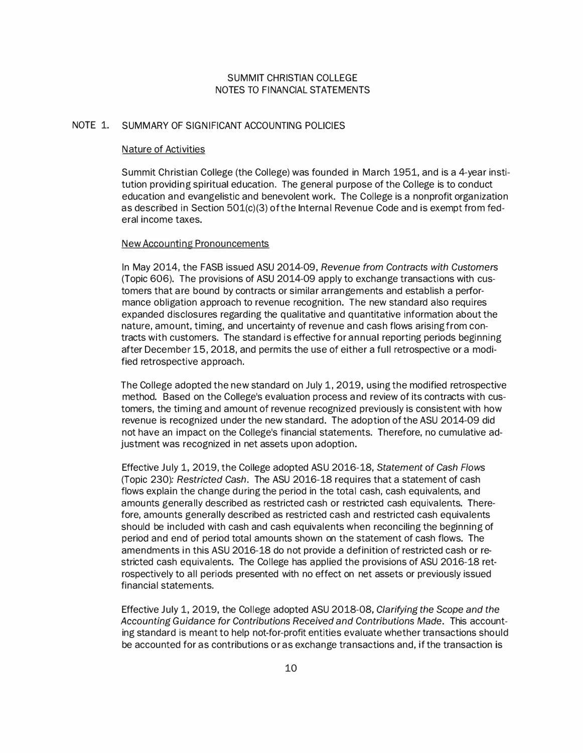SUMMIT CHRISTIAN COLLEGE
NOTES TO FINANCIAL STATEMENTS

## NOTE 1. SUMMARY OF SIGNIFICANT ACCOUNTING POLICIES

### Nature of Activities

Summit Christian College (the College) was founded in March 1951, and is a 4-year institution providing spiritual education. The general purpose of the College is to conduct education and evangelistic and benevolent work. The College is a nonprofit organization as described in Section 501(c)(3) of the Internal Revenue Code and is exempt from federal income taxes.

### New Accounting Pronouncements

In May 2014, the FASB issued ASU 2014-09, *Revenue from Contracts with Customers* (Topic 606). The provisions of ASU 2014-09 apply to exchange transactions with customers that are bound by contracts or similar arrangements and establish a performance obligation approach to revenue recognition. The new standard also requires expanded disclosures regarding the qualitative and quantitative information about the nature, amount, timing, and uncertainty of revenue and cash flows arising from contracts with customers. The standard is effective for annual reporting periods beginning after December 15, 2018, and permits the use of either a full retrospective or a modified retrospective approach.

The College adopted the new standard on July 1, 2019, using the modified retrospective method. Based on the College's evaluation process and review of its contracts with customers, the timing and amount of revenue recognized previously is consistent with how revenue is recognized under the new standard. The adoption of the ASU 2014-09 did not have an impact on the College's financial statements. Therefore, no cumulative adjustment was recognized in net assets upon adoption.

Effective July 1, 2019, the College adopted ASU 2016-18, *Statement of Cash Flows* (Topic 230)*: Restricted Cash*. The ASU 2016-18 requires that a statement of cash flows explain the change during the period in the total cash, cash equivalents, and amounts generally described as restricted cash or restricted cash equivalents. Therefore, amounts generally described as restricted cash and restricted cash equivalents should be included with cash and cash equivalents when reconciling the beginning of period and end of period total amounts shown on the statement of cash flows. The amendments in this ASU 2016-18 do not provide a definition of restricted cash or restricted cash equivalents. The College has applied the provisions of ASU 2016-18 retrospectively to all periods presented with no effect on net assets or previously issued financial statements.

Effective July 1, 2019, the College adopted ASU 2018-08, *Clarifying the Scope and the Accounting Guidance for Contributions Received and Contributions Made*. This accounting standard is meant to help not-for-profit entities evaluate whether transactions should be accounted for as contributions or as exchange transactions and, if the transaction is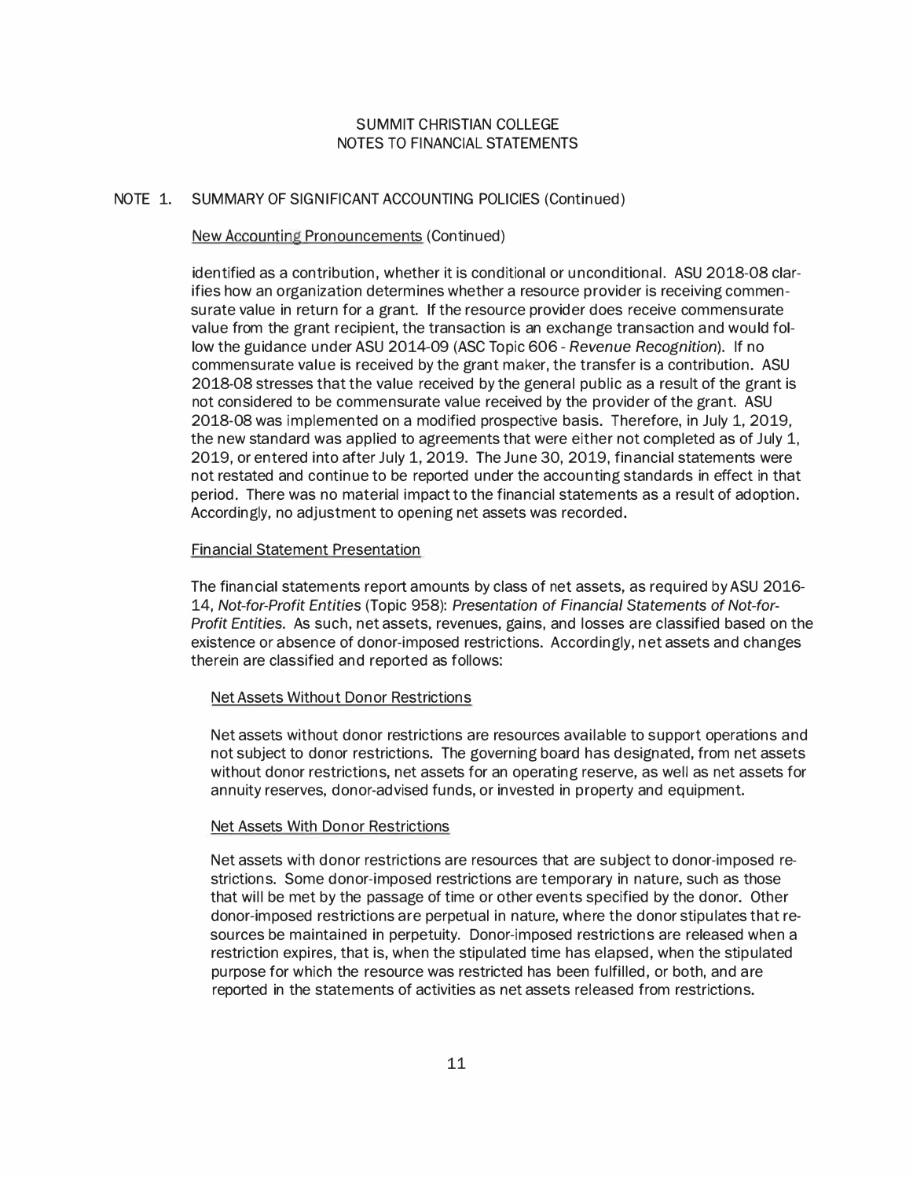SUMMIT CHRISTIAN COLLEGE
NOTES TO FINANCIAL STATEMENTS

NOTE 1. SUMMARY OF SIGNIFICANT ACCOUNTING POLICIES (Continued)

New Accounting Pronouncements (Continued)

identified as a contribution, whether it is conditional or unconditional. ASU 2018-08 clarifies how an organization determines whether a resource provider is receiving commensurate value in return for a grant. If the resource provider does receive commensurate value from the grant recipient, the transaction is an exchange transaction and would follow the guidance under ASU 2014-09 (ASC Topic 606 - *Revenue Recognition*). If no commensurate value is received by the grant maker, the transfer is a contribution. ASU 2018-08 stresses that the value received by the general public as a result of the grant is not considered to be commensurate value received by the provider of the grant. ASU 2018-08 was implemented on a modified prospective basis. Therefore, in July 1, 2019, the new standard was applied to agreements that were either not completed as of July 1, 2019, or entered into after July 1, 2019. The June 30, 2019, financial statements were not restated and continue to be reported under the accounting standards in effect in that period. There was no material impact to the financial statements as a result of adoption. Accordingly, no adjustment to opening net assets was recorded.

Financial Statement Presentation

The financial statements report amounts by class of net assets, as required by ASU 2016-14, *Not-for-Profit Entities* (Topic 958): *Presentation of Financial Statements of Not-for-Profit Entities*. As such, net assets, revenues, gains, and losses are classified based on the existence or absence of donor-imposed restrictions. Accordingly, net assets and changes therein are classified and reported as follows:

Net Assets Without Donor Restrictions

Net assets without donor restrictions are resources available to support operations and not subject to donor restrictions. The governing board has designated, from net assets without donor restrictions, net assets for an operating reserve, as well as net assets for annuity reserves, donor-advised funds, or invested in property and equipment.

Net Assets With Donor Restrictions

Net assets with donor restrictions are resources that are subject to donor-imposed restrictions. Some donor-imposed restrictions are temporary in nature, such as those that will be met by the passage of time or other events specified by the donor. Other donor-imposed restrictions are perpetual in nature, where the donor stipulates that resources be maintained in perpetuity. Donor-imposed restrictions are released when a restriction expires, that is, when the stipulated time has elapsed, when the stipulated purpose for which the resource was restricted has been fulfilled, or both, and are reported in the statements of activities as net assets released from restrictions.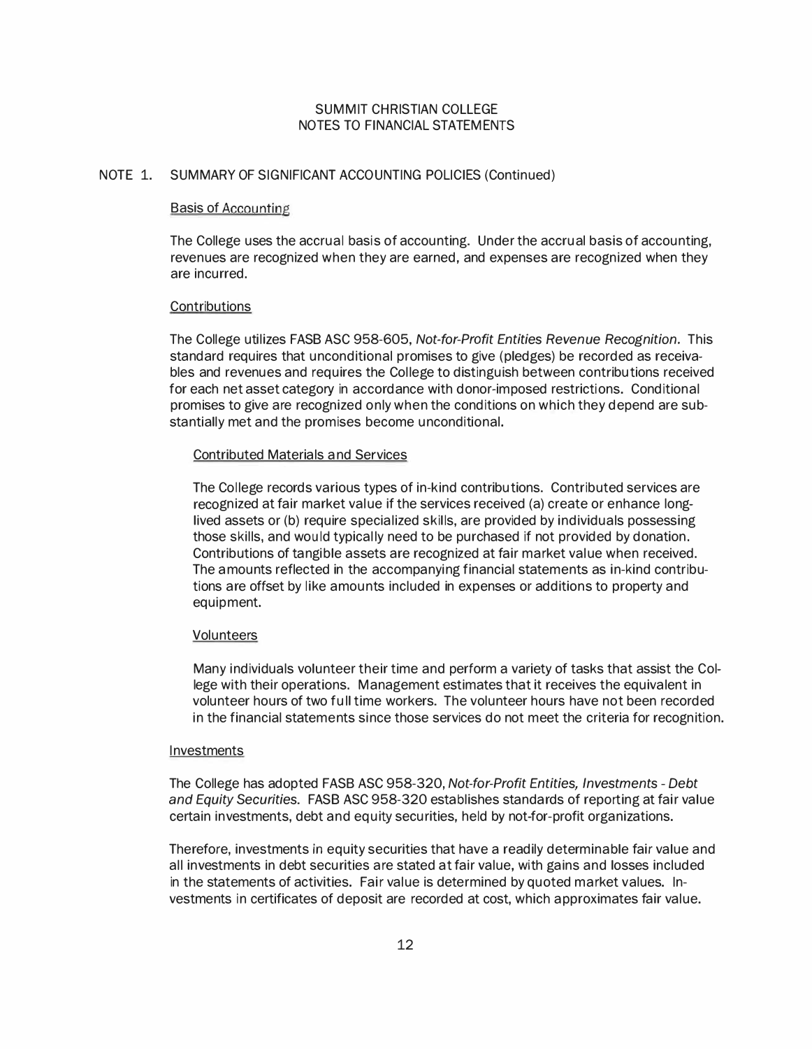SUMMIT CHRISTIAN COLLEGE
NOTES TO FINANCIAL STATEMENTS

## NOTE 1. SUMMARY OF SIGNIFICANT ACCOUNTING POLICIES (Continued)

### Basis of Accounting

The College uses the accrual basis of accounting. Under the accrual basis of accounting, revenues are recognized when they are earned, and expenses are recognized when they are incurred.

### Contributions

The College utilizes FASB ASC 958-605, *Not-for-Profit Entities Revenue Recognition*. This standard requires that unconditional promises to give (pledges) be recorded as receivables and revenues and requires the College to distinguish between contributions received for each net asset category in accordance with donor-imposed restrictions. Conditional promises to give are recognized only when the conditions on which they depend are substantially met and the promises become unconditional.

#### Contributed Materials and Services

The College records various types of in-kind contributions. Contributed services are recognized at fair market value if the services received (a) create or enhance long-lived assets or (b) require specialized skills, are provided by individuals possessing those skills, and would typically need to be purchased if not provided by donation. Contributions of tangible assets are recognized at fair market value when received. The amounts reflected in the accompanying financial statements as in-kind contributions are offset by like amounts included in expenses or additions to property and equipment.

#### Volunteers

Many individuals volunteer their time and perform a variety of tasks that assist the College with their operations. Management estimates that it receives the equivalent in volunteer hours of two full time workers. The volunteer hours have not been recorded in the financial statements since those services do not meet the criteria for recognition.

### Investments

The College has adopted FASB ASC 958-320, *Not-for-Profit Entities, Investments - Debt and Equity Securities*. FASB ASC 958-320 establishes standards of reporting at fair value certain investments, debt and equity securities, held by not-for-profit organizations.

Therefore, investments in equity securities that have a readily determinable fair value and all investments in debt securities are stated at fair value, with gains and losses included in the statements of activities. Fair value is determined by quoted market values. Investments in certificates of deposit are recorded at cost, which approximates fair value.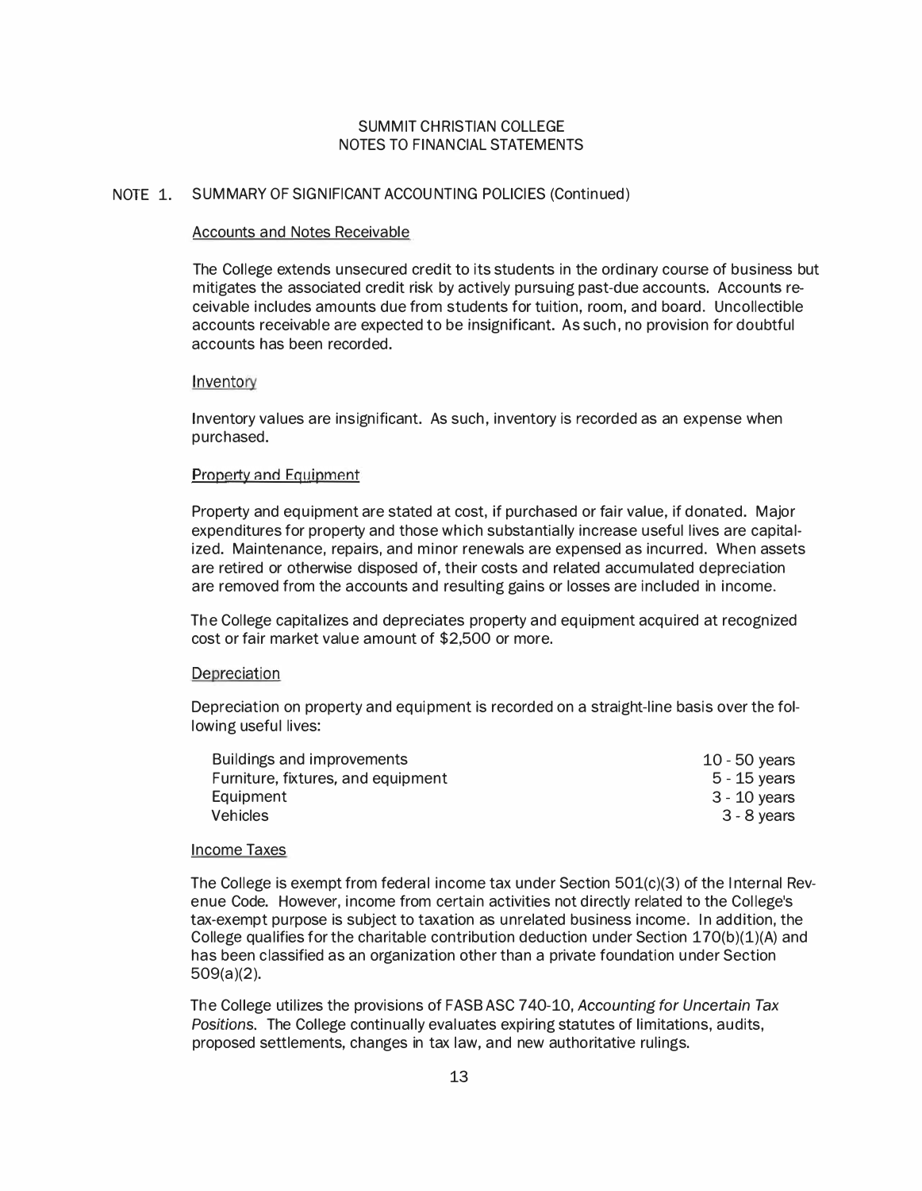SUMMIT CHRISTIAN COLLEGE
NOTES TO FINANCIAL STATEMENTS

## NOTE 1. SUMMARY OF SIGNIFICANT ACCOUNTING POLICIES (Continued)

### Accounts and Notes Receivable

The College extends unsecured credit to its students in the ordinary course of business but mitigates the associated credit risk by actively pursuing past-due accounts. Accounts receivable includes amounts due from students for tuition, room, and board. Uncollectible accounts receivable are expected to be insignificant. As such, no provision for doubtful accounts has been recorded.

### Inventory

Inventory values are insignificant. As such, inventory is recorded as an expense when purchased.

### Property and Equipment

Property and equipment are stated at cost, if purchased or fair value, if donated. Major expenditures for property and those which substantially increase useful lives are capitalized. Maintenance, repairs, and minor renewals are expensed as incurred. When assets are retired or otherwise disposed of, their costs and related accumulated depreciation are removed from the accounts and resulting gains or losses are included in income.

The College capitalizes and depreciates property and equipment acquired at recognized cost or fair market value amount of $2,500 or more.

### Depreciation

Depreciation on property and equipment is recorded on a straight-line basis over the following useful lives:

| | |
|---|---|
| Buildings and improvements | 10 - 50 years |
| Furniture, fixtures, and equipment | 5 - 15 years |
| Equipment | 3 - 10 years |
| Vehicles | 3 - 8 years |

### Income Taxes

The College is exempt from federal income tax under Section 501(c)(3) of the Internal Revenue Code. However, income from certain activities not directly related to the College's tax-exempt purpose is subject to taxation as unrelated business income. In addition, the College qualifies for the charitable contribution deduction under Section 170(b)(1)(A) and has been classified as an organization other than a private foundation under Section 509(a)(2).

The College utilizes the provisions of FASB ASC 740-10, *Accounting for Uncertain Tax Positions*. The College continually evaluates expiring statutes of limitations, audits, proposed settlements, changes in tax law, and new authoritative rulings.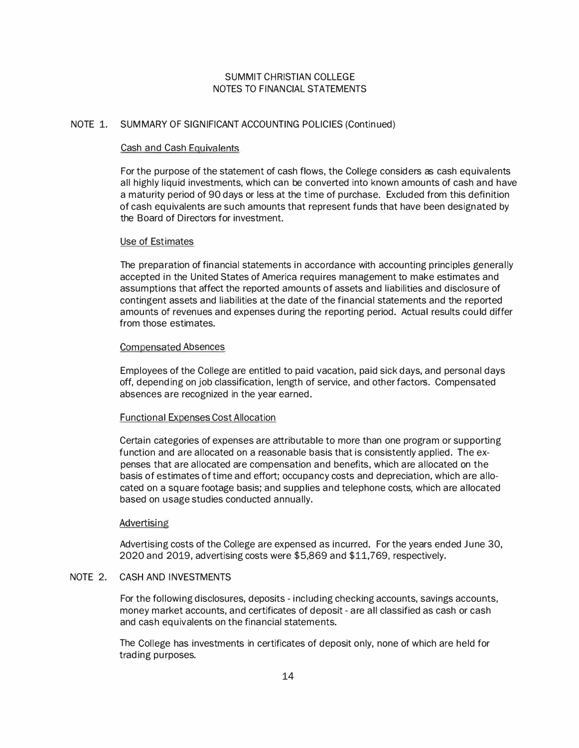SUMMIT CHRISTIAN COLLEGE
NOTES TO FINANCIAL STATEMENTS

## NOTE 1. SUMMARY OF SIGNIFICANT ACCOUNTING POLICIES (Continued)

### Cash and Cash Equivalents

For the purpose of the statement of cash flows, the College considers as cash equivalents all highly liquid investments, which can be converted into known amounts of cash and have a maturity period of 90 days or less at the time of purchase. Excluded from this definition of cash equivalents are such amounts that represent funds that have been designated by the Board of Directors for investment.

### Use of Estimates

The preparation of financial statements in accordance with accounting principles generally accepted in the United States of America requires management to make estimates and assumptions that affect the reported amounts of assets and liabilities and disclosure of contingent assets and liabilities at the date of the financial statements and the reported amounts of revenues and expenses during the reporting period. Actual results could differ from those estimates.

### Compensated Absences

Employees of the College are entitled to paid vacation, paid sick days, and personal days off, depending on job classification, length of service, and other factors. Compensated absences are recognized in the year earned.

### Functional Expenses Cost Allocation

Certain categories of expenses are attributable to more than one program or supporting function and are allocated on a reasonable basis that is consistently applied. The expenses that are allocated are compensation and benefits, which are allocated on the basis of estimates of time and effort; occupancy costs and depreciation, which are allocated on a square footage basis; and supplies and telephone costs, which are allocated based on usage studies conducted annually.

### Advertising

Advertising costs of the College are expensed as incurred. For the years ended June 30, 2020 and 2019, advertising costs were $5,869 and $11,769, respectively.

## NOTE 2. CASH AND INVESTMENTS

For the following disclosures, deposits - including checking accounts, savings accounts, money market accounts, and certificates of deposit - are all classified as cash or cash and cash equivalents on the financial statements.

The College has investments in certificates of deposit only, none of which are held for trading purposes.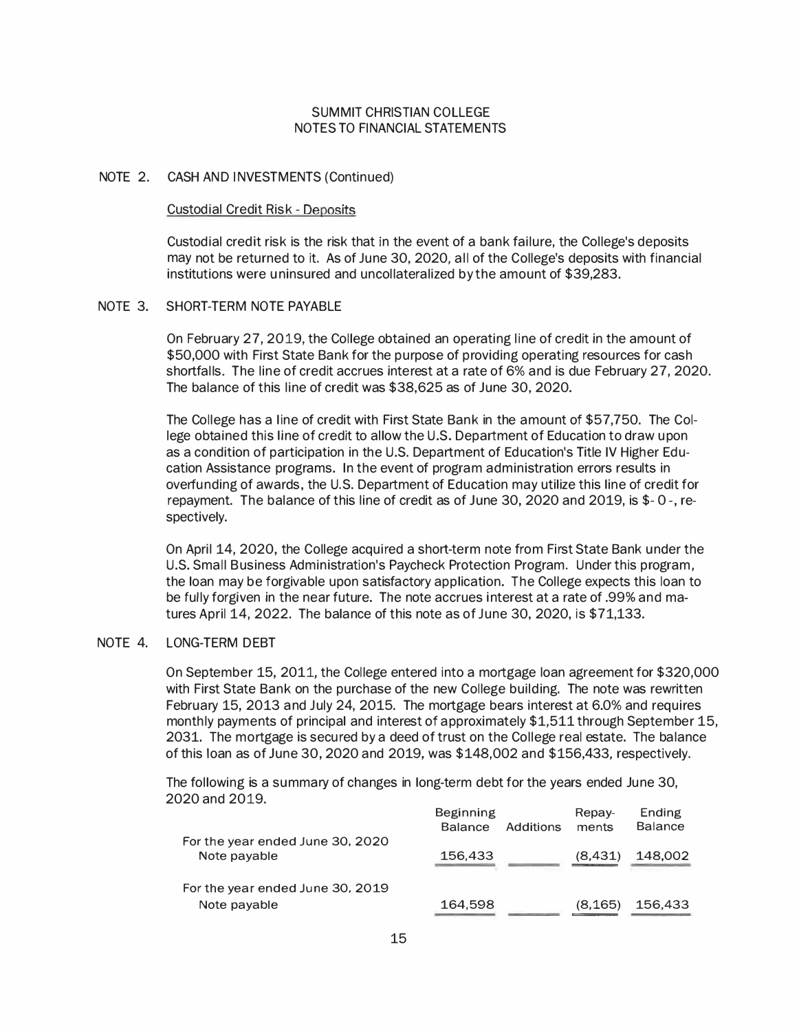SUMMIT CHRISTIAN COLLEGE
NOTES TO FINANCIAL STATEMENTS

## NOTE 2. CASH AND INVESTMENTS (Continued)

### Custodial Credit Risk - Deposits

Custodial credit risk is the risk that in the event of a bank failure, the College's deposits may not be returned to it. As of June 30, 2020, all of the College's deposits with financial institutions were uninsured and uncollateralized by the amount of $39,283.

## NOTE 3. SHORT-TERM NOTE PAYABLE

On February 27, 2019, the College obtained an operating line of credit in the amount of $50,000 with First State Bank for the purpose of providing operating resources for cash shortfalls. The line of credit accrues interest at a rate of 6% and is due February 27, 2020. The balance of this line of credit was $38,625 as of June 30, 2020.

The College has a line of credit with First State Bank in the amount of $57,750. The College obtained this line of credit to allow the U.S. Department of Education to draw upon as a condition of participation in the U.S. Department of Education's Title IV Higher Education Assistance programs. In the event of program administration errors results in overfunding of awards, the U.S. Department of Education may utilize this line of credit for repayment. The balance of this line of credit as of June 30, 2020 and 2019, is $- 0 -, respectively.

On April 14, 2020, the College acquired a short-term note from First State Bank under the U.S. Small Business Administration's Paycheck Protection Program. Under this program, the loan may be forgivable upon satisfactory application. The College expects this loan to be fully forgiven in the near future. The note accrues interest at a rate of .99% and matures April 14, 2022. The balance of this note as of June 30, 2020, is $71,133.

## NOTE 4. LONG-TERM DEBT

On September 15, 2011, the College entered into a mortgage loan agreement for $320,000 with First State Bank on the purchase of the new College building. The note was rewritten February 15, 2013 and July 24, 2015. The mortgage bears interest at 6.0% and requires monthly payments of principal and interest of approximately $1,511 through September 15, 2031. The mortgage is secured by a deed of trust on the College real estate. The balance of this loan as of June 30, 2020 and 2019, was $148,002 and $156,433, respectively.

The following is a summary of changes in long-term debt for the years ended June 30, 2020 and 2019.

| | Beginning Balance | Additions | Repayments | Ending Balance |
|---|---|---|---|---|
| For the year ended June 30, 2020 | | | | |
| Note payable | 156,433 | | (8,431) | 148,002 |
| For the year ended June 30, 2019 | | | | |
| Note payable | 164,598 | | (8,165) | 156,433 |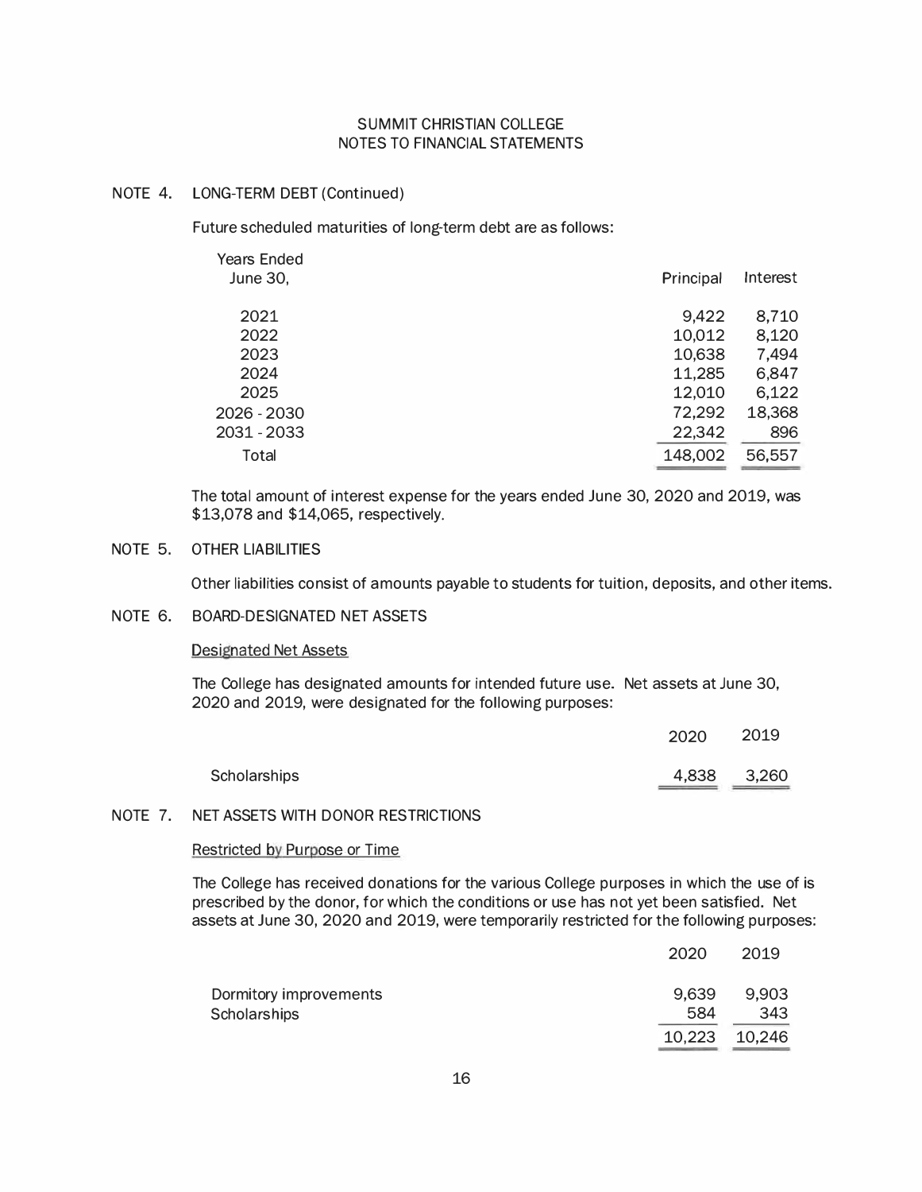# SUMMIT CHRISTIAN COLLEGE
## NOTES TO FINANCIAL STATEMENTS

### NOTE 4. LONG-TERM DEBT (Continued)

Future scheduled maturities of long-term debt are as follows:

| Years Ended June 30, | Principal | Interest |
|---|---|---|
| 2021 | 9,422 | 8,710 |
| 2022 | 10,012 | 8,120 |
| 2023 | 10,638 | 7,494 |
| 2024 | 11,285 | 6,847 |
| 2025 | 12,010 | 6,122 |
| 2026 - 2030 | 72,292 | 18,368 |
| 2031 - 2033 | 22,342 | 896 |
| Total | 148,002 | 56,557 |

The total amount of interest expense for the years ended June 30, 2020 and 2019, was $13,078 and $14,065, respectively.

### NOTE 5. OTHER LIABILITIES

Other liabilities consist of amounts payable to students for tuition, deposits, and other items.

### NOTE 6. BOARD-DESIGNATED NET ASSETS

Designated Net Assets

The College has designated amounts for intended future use. Net assets at June 30, 2020 and 2019, were designated for the following purposes:

| | 2020 | 2019 |
|---|---|---|
| Scholarships | 4,838 | 3,260 |

### NOTE 7. NET ASSETS WITH DONOR RESTRICTIONS

Restricted by Purpose or Time

The College has received donations for the various College purposes in which the use of is prescribed by the donor, for which the conditions or use has not yet been satisfied. Net assets at June 30, 2020 and 2019, were temporarily restricted for the following purposes:

| | 2020 | 2019 |
|---|---|---|
| Dormitory improvements | 9,639 | 9,903 |
| Scholarships | 584 | 343 |
| | 10,223 | 10,246 |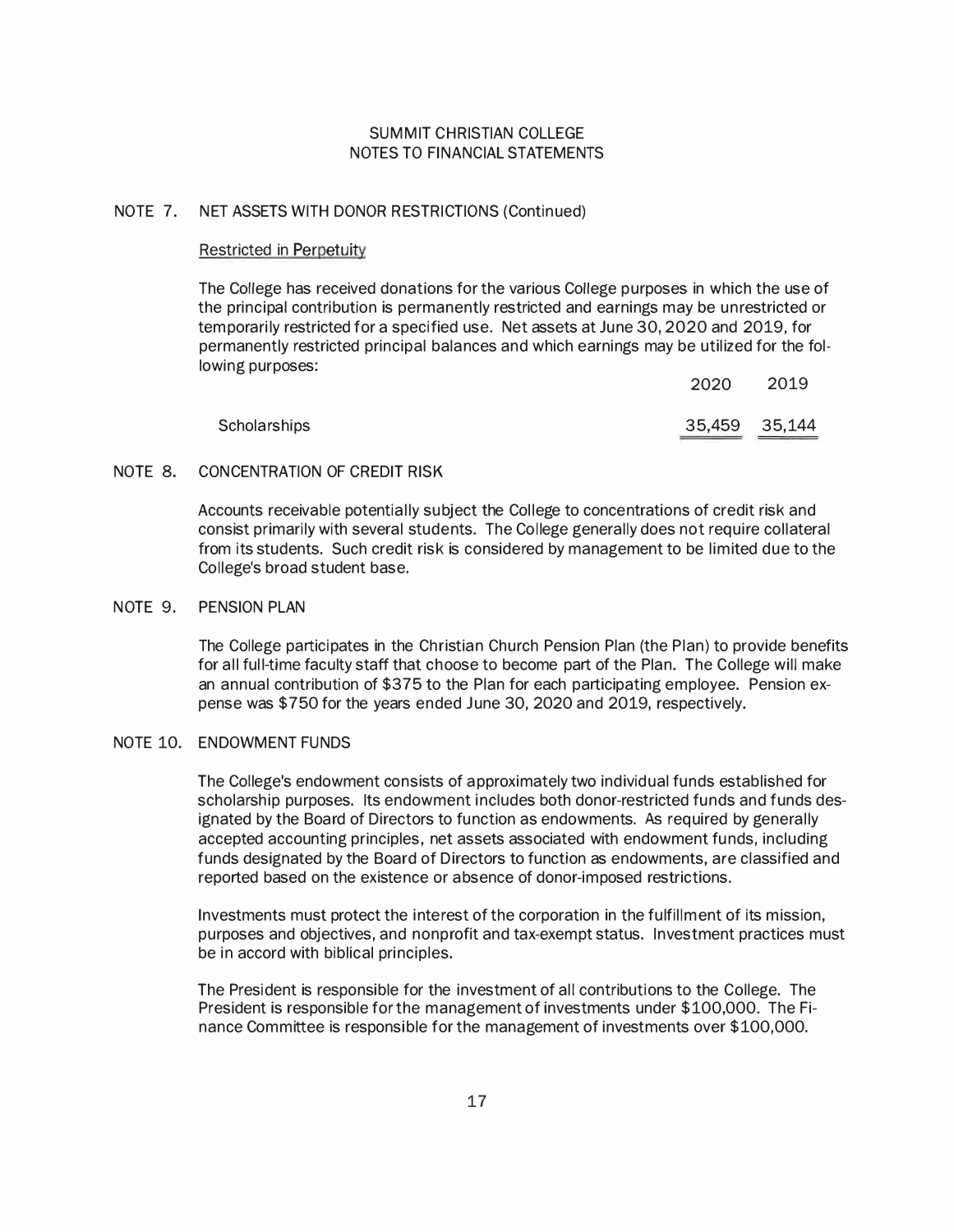## SUMMIT CHRISTIAN COLLEGE
## NOTES TO FINANCIAL STATEMENTS

### NOTE 7. NET ASSETS WITH DONOR RESTRICTIONS (Continued)

Restricted in Perpetuity

The College has received donations for the various College purposes in which the use of the principal contribution is permanently restricted and earnings may be unrestricted or temporarily restricted for a specified use. Net assets at June 30, 2020 and 2019, for permanently restricted principal balances and which earnings may be utilized for the following purposes:

| | 2020 | 2019 |
|---|---|---|
| Scholarships | 35,459 | 35,144 |

### NOTE 8. CONCENTRATION OF CREDIT RISK

Accounts receivable potentially subject the College to concentrations of credit risk and consist primarily with several students. The College generally does not require collateral from its students. Such credit risk is considered by management to be limited due to the College's broad student base.

### NOTE 9. PENSION PLAN

The College participates in the Christian Church Pension Plan (the Plan) to provide benefits for all full-time faculty staff that choose to become part of the Plan. The College will make an annual contribution of $375 to the Plan for each participating employee. Pension expense was $750 for the years ended June 30, 2020 and 2019, respectively.

### NOTE 10. ENDOWMENT FUNDS

The College's endowment consists of approximately two individual funds established for scholarship purposes. Its endowment includes both donor-restricted funds and funds designated by the Board of Directors to function as endowments. As required by generally accepted accounting principles, net assets associated with endowment funds, including funds designated by the Board of Directors to function as endowments, are classified and reported based on the existence or absence of donor-imposed restrictions.

Investments must protect the interest of the corporation in the fulfillment of its mission, purposes and objectives, and nonprofit and tax-exempt status. Investment practices must be in accord with biblical principles.

The President is responsible for the investment of all contributions to the College. The President is responsible for the management of investments under $100,000. The Finance Committee is responsible for the management of investments over $100,000.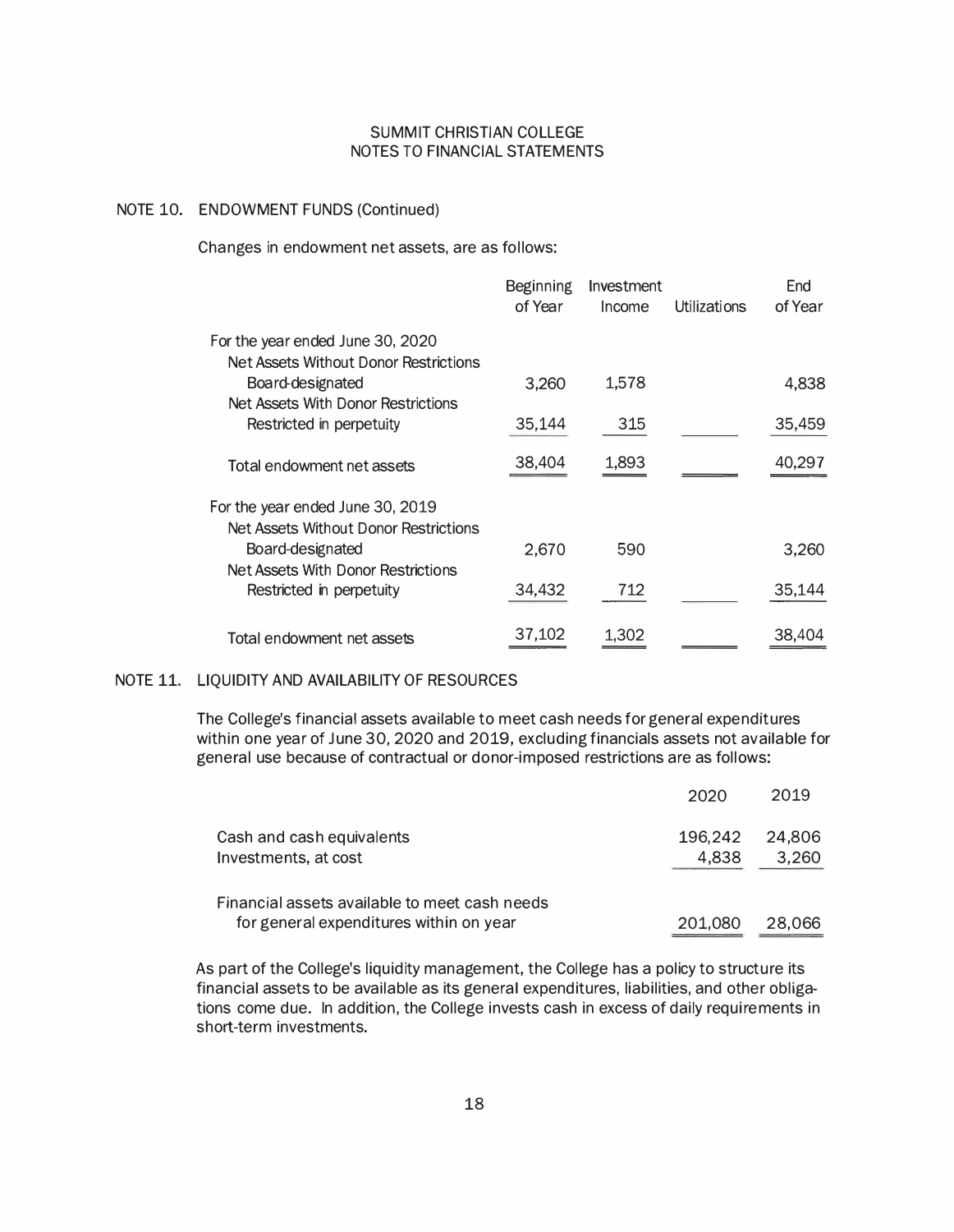SUMMIT CHRISTIAN COLLEGE
NOTES TO FINANCIAL STATEMENTS

## NOTE 10. ENDOWMENT FUNDS (Continued)

Changes in endowment net assets, are as follows:

| | Beginning of Year | Investment Income | Utilizations | End of Year |
|---|---|---|---|---|
| For the year ended June 30, 2020 | | | | |
| Net Assets Without Donor Restrictions | | | | |
| Board-designated | 3,260 | 1,578 | | 4,838 |
| Net Assets With Donor Restrictions | | | | |
| Restricted in perpetuity | 35,144 | 315 | | 35,459 |
| Total endowment net assets | 38,404 | 1,893 | | 40,297 |
| For the year ended June 30, 2019 | | | | |
| Net Assets Without Donor Restrictions | | | | |
| Board-designated | 2,670 | 590 | | 3,260 |
| Net Assets With Donor Restrictions | | | | |
| Restricted in perpetuity | 34,432 | 712 | | 35,144 |
| Total endowment net assets | 37,102 | 1,302 | | 38,404 |

## NOTE 11. LIQUIDITY AND AVAILABILITY OF RESOURCES

The College's financial assets available to meet cash needs for general expenditures within one year of June 30, 2020 and 2019, excluding financials assets not available for general use because of contractual or donor-imposed restrictions are as follows:

| | 2020 | 2019 |
|---|---|---|
| Cash and cash equivalents | 196,242 | 24,806 |
| Investments, at cost | 4,838 | 3,260 |
| Financial assets available to meet cash needs for general expenditures within on year | 201,080 | 28,066 |

As part of the College's liquidity management, the College has a policy to structure its financial assets to be available as its general expenditures, liabilities, and other obligations come due. In addition, the College invests cash in excess of daily requirements in short-term investments.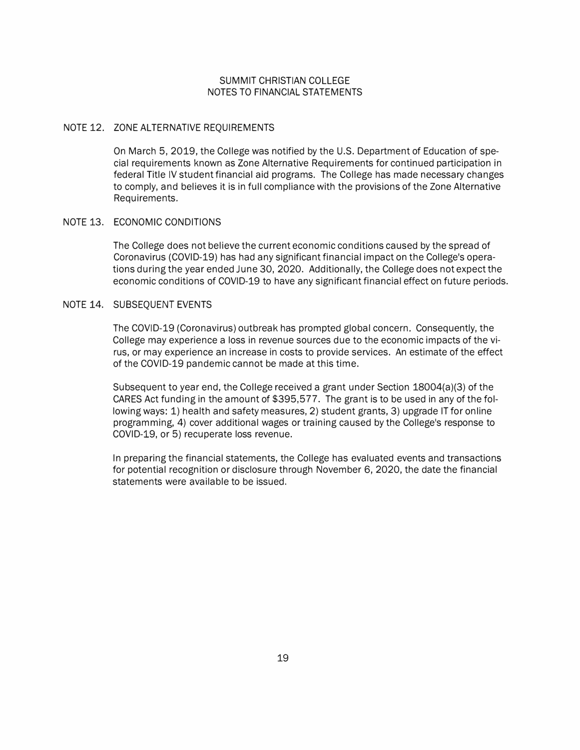SUMMIT CHRISTIAN COLLEGE
NOTES TO FINANCIAL STATEMENTS

## NOTE 12. ZONE ALTERNATIVE REQUIREMENTS

On March 5, 2019, the College was notified by the U.S. Department of Education of special requirements known as Zone Alternative Requirements for continued participation in federal Title IV student financial aid programs. The College has made necessary changes to comply, and believes it is in full compliance with the provisions of the Zone Alternative Requirements.

## NOTE 13. ECONOMIC CONDITIONS

The College does not believe the current economic conditions caused by the spread of Coronavirus (COVID-19) has had any significant financial impact on the College's operations during the year ended June 30, 2020. Additionally, the College does not expect the economic conditions of COVID-19 to have any significant financial effect on future periods.

## NOTE 14. SUBSEQUENT EVENTS

The COVID-19 (Coronavirus) outbreak has prompted global concern. Consequently, the College may experience a loss in revenue sources due to the economic impacts of the virus, or may experience an increase in costs to provide services. An estimate of the effect of the COVID-19 pandemic cannot be made at this time.

Subsequent to year end, the College received a grant under Section 18004(a)(3) of the CARES Act funding in the amount of $395,577. The grant is to be used in any of the following ways: 1) health and safety measures, 2) student grants, 3) upgrade IT for online programming, 4) cover additional wages or training caused by the College's response to COVID-19, or 5) recuperate loss revenue.

In preparing the financial statements, the College has evaluated events and transactions for potential recognition or disclosure through November 6, 2020, the date the financial statements were available to be issued.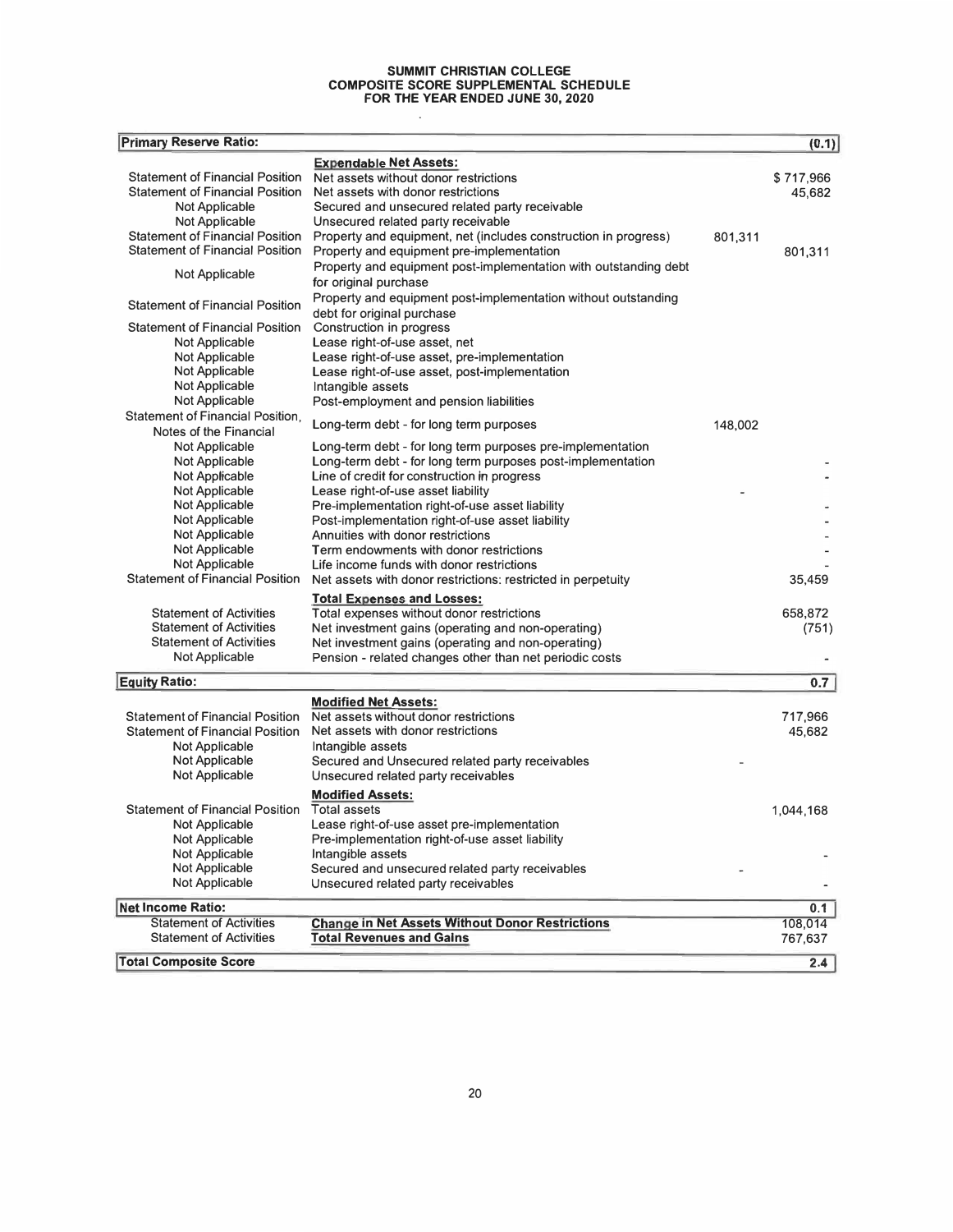# SUMMIT CHRISTIAN COLLEGE
## COMPOSITE SCORE SUPPLEMENTAL SCHEDULE
## FOR THE YEAR ENDED JUNE 30, 2020

| Source | Description | | Amount |
|---|---|---|---|
| **Primary Reserve Ratio:** | | | **(0.1)** |
| | **Expendable Net Assets:** | | |
| Statement of Financial Position | Net assets without donor restrictions | | $ 717,966 |
| Statement of Financial Position | Net assets with donor restrictions | | 45,682 |
| Not Applicable | Secured and unsecured related party receivable | | |
| Not Applicable | Unsecured related party receivable | | |
| Statement of Financial Position | Property and equipment, net (includes construction in progress) | 801,311 | |
| Statement of Financial Position | Property and equipment pre-implementation | | 801,311 |
| Not Applicable | Property and equipment post-implementation with outstanding debt for original purchase | | |
| Statement of Financial Position | Property and equipment post-implementation without outstanding debt for original purchase | | |
| Statement of Financial Position | Construction in progress | | |
| Not Applicable | Lease right-of-use asset, net | | |
| Not Applicable | Lease right-of-use asset, pre-implementation | | |
| Not Applicable | Lease right-of-use asset, post-implementation | | |
| Not Applicable | Intangible assets | | |
| Not Applicable | Post-employment and pension liabilities | | |
| Statement of Financial Position, Notes of the Financial | Long-term debt - for long term purposes | 148,002 | |
| Not Applicable | Long-term debt - for long term purposes pre-implementation | | |
| Not Applicable | Long-term debt - for long term purposes post-implementation | | - |
| Not Applicable | Line of credit for construction in progress | | - |
| Not Applicable | Lease right-of-use asset liability | - | |
| Not Applicable | Pre-implementation right-of-use asset liability | | - |
| Not Applicable | Post-implementation right-of-use asset liability | | - |
| Not Applicable | Annuities with donor restrictions | | - |
| Not Applicable | Term endowments with donor restrictions | | - |
| Not Applicable | Life income funds with donor restrictions | | - |
| Statement of Financial Position | Net assets with donor restrictions: restricted in perpetuity | | 35,459 |
| | **Total Expenses and Losses:** | | |
| Statement of Activities | Total expenses without donor restrictions | | 658,872 |
| Statement of Activities | Net investment gains (operating and non-operating) | | (751) |
| Statement of Activities | Net investment gains (operating and non-operating) | | |
| Not Applicable | Pension - related changes other than net periodic costs | | - |
| **Equity Ratio:** | | | **0.7** |
| | **Modified Net Assets:** | | |
| Statement of Financial Position | Net assets without donor restrictions | | 717,966 |
| Statement of Financial Position | Net assets with donor restrictions | | 45,682 |
| Not Applicable | Intangible assets | | |
| Not Applicable | Secured and Unsecured related party receivables | - | |
| Not Applicable | Unsecured related party receivables | | |
| | **Modified Assets:** | | |
| Statement of Financial Position | Total assets | | 1,044,168 |
| Not Applicable | Lease right-of-use asset pre-implementation | | |
| Not Applicable | Pre-implementation right-of-use asset liability | | |
| Not Applicable | Intangible assets | | - |
| Not Applicable | Secured and unsecured related party receivables | - | |
| Not Applicable | Unsecured related party receivables | | - |
| **Net Income Ratio:** | | | **0.1** |
| Statement of Activities | **Change in Net Assets Without Donor Restrictions** | | 108,014 |
| Statement of Activities | **Total Revenues and Gains** | | 767,637 |
| **Total Composite Score** | | | **2.4** |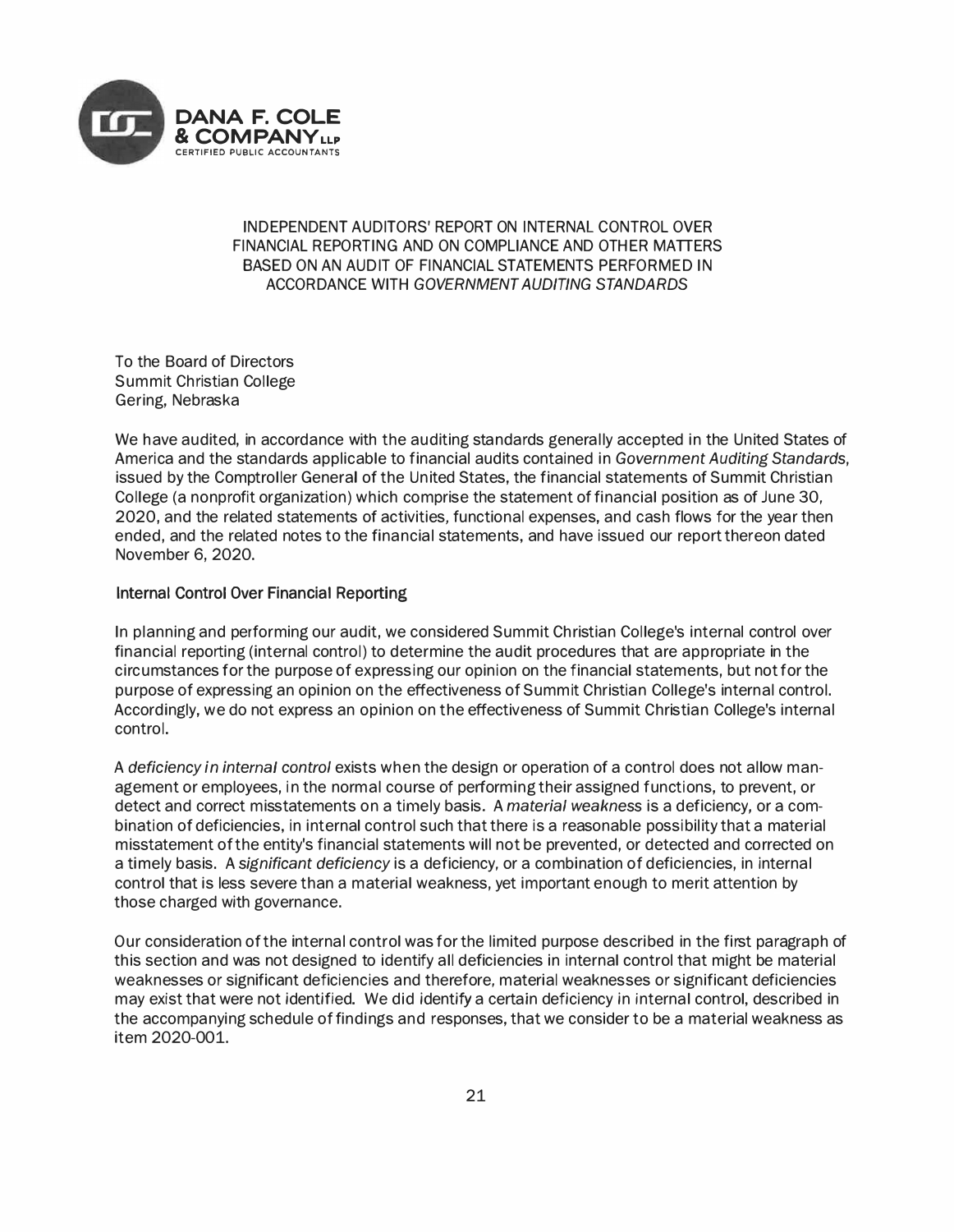**DANA F. COLE & COMPANY LLP**
CERTIFIED PUBLIC ACCOUNTANTS

# INDEPENDENT AUDITORS' REPORT ON INTERNAL CONTROL OVER FINANCIAL REPORTING AND ON COMPLIANCE AND OTHER MATTERS BASED ON AN AUDIT OF FINANCIAL STATEMENTS PERFORMED IN ACCORDANCE WITH *GOVERNMENT AUDITING STANDARDS*

To the Board of Directors
Summit Christian College
Gering, Nebraska

We have audited, in accordance with the auditing standards generally accepted in the United States of America and the standards applicable to financial audits contained in *Government Auditing Standards*, issued by the Comptroller General of the United States, the financial statements of Summit Christian College (a nonprofit organization) which comprise the statement of financial position as of June 30, 2020, and the related statements of activities, functional expenses, and cash flows for the year then ended, and the related notes to the financial statements, and have issued our report thereon dated November 6, 2020.

## Internal Control Over Financial Reporting

In planning and performing our audit, we considered Summit Christian College's internal control over financial reporting (internal control) to determine the audit procedures that are appropriate in the circumstances for the purpose of expressing our opinion on the financial statements, but not for the purpose of expressing an opinion on the effectiveness of Summit Christian College's internal control. Accordingly, we do not express an opinion on the effectiveness of Summit Christian College's internal control.

A *deficiency in internal control* exists when the design or operation of a control does not allow management or employees, in the normal course of performing their assigned functions, to prevent, or detect and correct misstatements on a timely basis. A *material weakness* is a deficiency, or a combination of deficiencies, in internal control such that there is a reasonable possibility that a material misstatement of the entity's financial statements will not be prevented, or detected and corrected on a timely basis. A *significant deficiency* is a deficiency, or a combination of deficiencies, in internal control that is less severe than a material weakness, yet important enough to merit attention by those charged with governance.

Our consideration of the internal control was for the limited purpose described in the first paragraph of this section and was not designed to identify all deficiencies in internal control that might be material weaknesses or significant deficiencies and therefore, material weaknesses or significant deficiencies may exist that were not identified. We did identify a certain deficiency in internal control, described in the accompanying schedule of findings and responses, that we consider to be a material weakness as item 2020-001.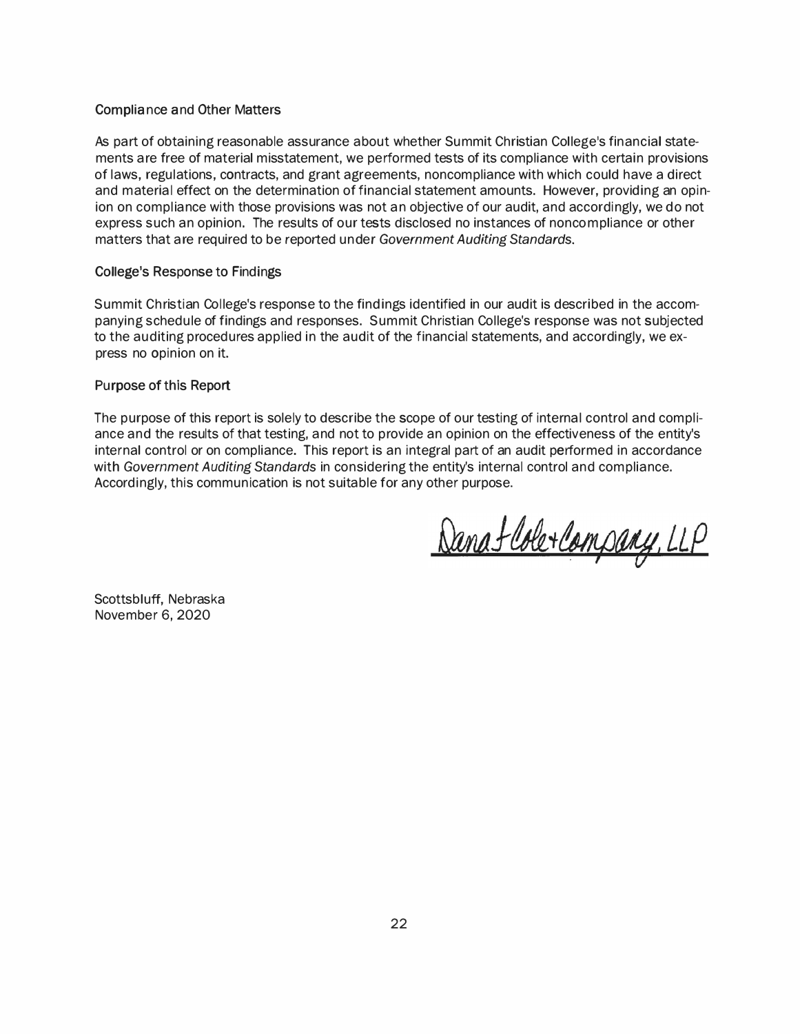### Compliance and Other Matters

As part of obtaining reasonable assurance about whether Summit Christian College's financial statements are free of material misstatement, we performed tests of its compliance with certain provisions of laws, regulations, contracts, and grant agreements, noncompliance with which could have a direct and material effect on the determination of financial statement amounts. However, providing an opinion on compliance with those provisions was not an objective of our audit, and accordingly, we do not express such an opinion. The results of our tests disclosed no instances of noncompliance or other matters that are required to be reported under *Government Auditing Standards*.

### College's Response to Findings

Summit Christian College's response to the findings identified in our audit is described in the accompanying schedule of findings and responses. Summit Christian College's response was not subjected to the auditing procedures applied in the audit of the financial statements, and accordingly, we express no opinion on it.

### Purpose of this Report

The purpose of this report is solely to describe the scope of our testing of internal control and compliance and the results of that testing, and not to provide an opinion on the effectiveness of the entity's internal control or on compliance. This report is an integral part of an audit performed in accordance with *Government Auditing Standards* in considering the entity's internal control and compliance. Accordingly, this communication is not suitable for any other purpose.

Dana F. Cole + Company, LLP

Scottsbluff, Nebraska
November 6, 2020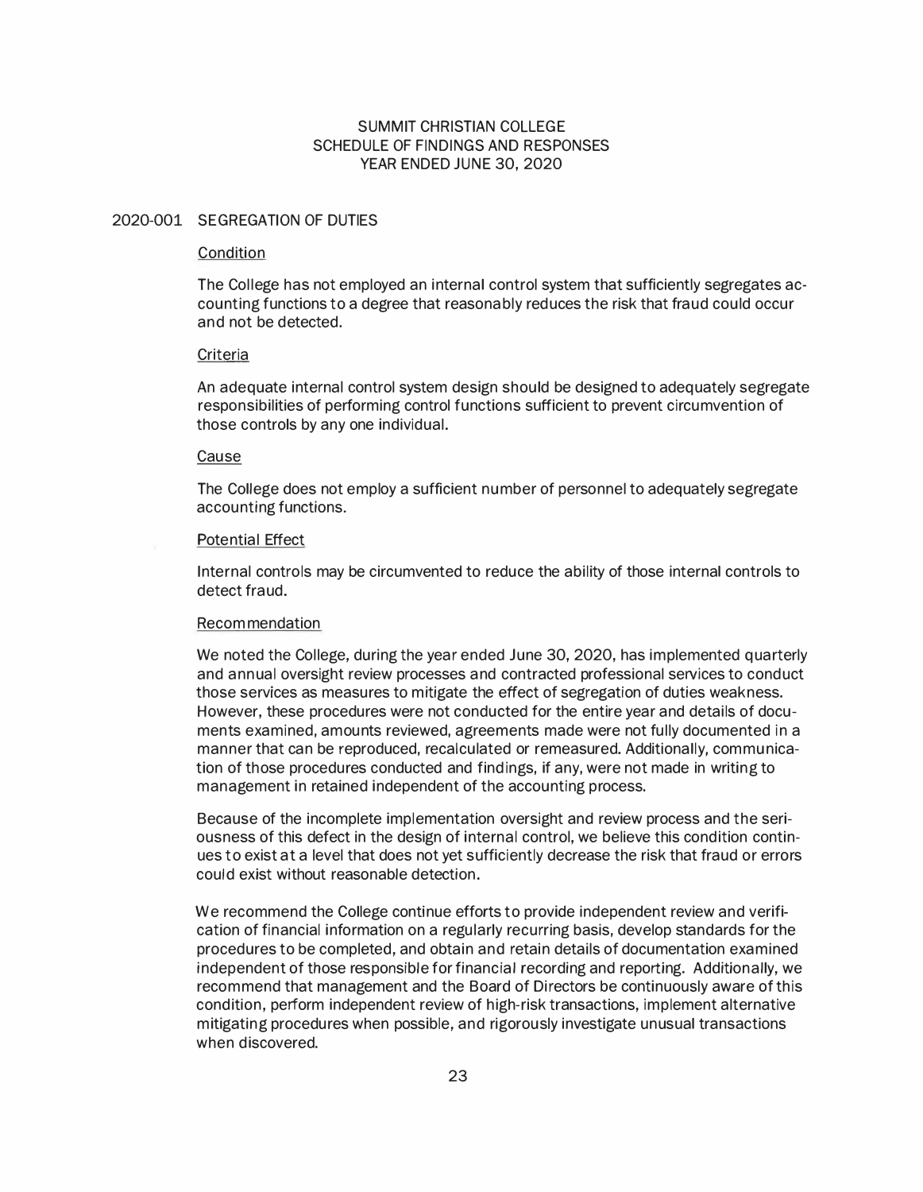# SUMMIT CHRISTIAN COLLEGE
## SCHEDULE OF FINDINGS AND RESPONSES
## YEAR ENDED JUNE 30, 2020

### 2020-001 SEGREGATION OF DUTIES

Condition

The College has not employed an internal control system that sufficiently segregates accounting functions to a degree that reasonably reduces the risk that fraud could occur and not be detected.

Criteria

An adequate internal control system design should be designed to adequately segregate responsibilities of performing control functions sufficient to prevent circumvention of those controls by any one individual.

Cause

The College does not employ a sufficient number of personnel to adequately segregate accounting functions.

Potential Effect

Internal controls may be circumvented to reduce the ability of those internal controls to detect fraud.

Recommendation

We noted the College, during the year ended June 30, 2020, has implemented quarterly and annual oversight review processes and contracted professional services to conduct those services as measures to mitigate the effect of segregation of duties weakness. However, these procedures were not conducted for the entire year and details of documents examined, amounts reviewed, agreements made were not fully documented in a manner that can be reproduced, recalculated or remeasured. Additionally, communication of those procedures conducted and findings, if any, were not made in writing to management in retained independent of the accounting process.

Because of the incomplete implementation oversight and review process and the seriousness of this defect in the design of internal control, we believe this condition continues to exist at a level that does not yet sufficiently decrease the risk that fraud or errors could exist without reasonable detection.

We recommend the College continue efforts to provide independent review and verification of financial information on a regularly recurring basis, develop standards for the procedures to be completed, and obtain and retain details of documentation examined independent of those responsible for financial recording and reporting. Additionally, we recommend that management and the Board of Directors be continuously aware of this condition, perform independent review of high-risk transactions, implement alternative mitigating procedures when possible, and rigorously investigate unusual transactions when discovered.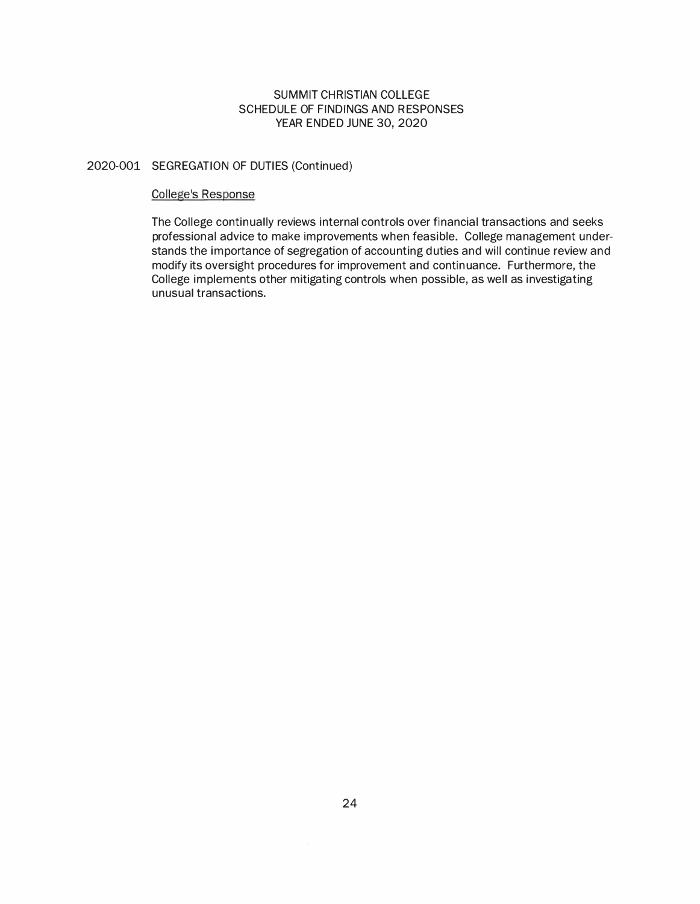# SUMMIT CHRISTIAN COLLEGE
## SCHEDULE OF FINDINGS AND RESPONSES
### YEAR ENDED JUNE 30, 2020

2020-001 SEGREGATION OF DUTIES (Continued)

College's Response

The College continually reviews internal controls over financial transactions and seeks professional advice to make improvements when feasible. College management understands the importance of segregation of accounting duties and will continue review and modify its oversight procedures for improvement and continuance. Furthermore, the College implements other mitigating controls when possible, as well as investigating unusual transactions.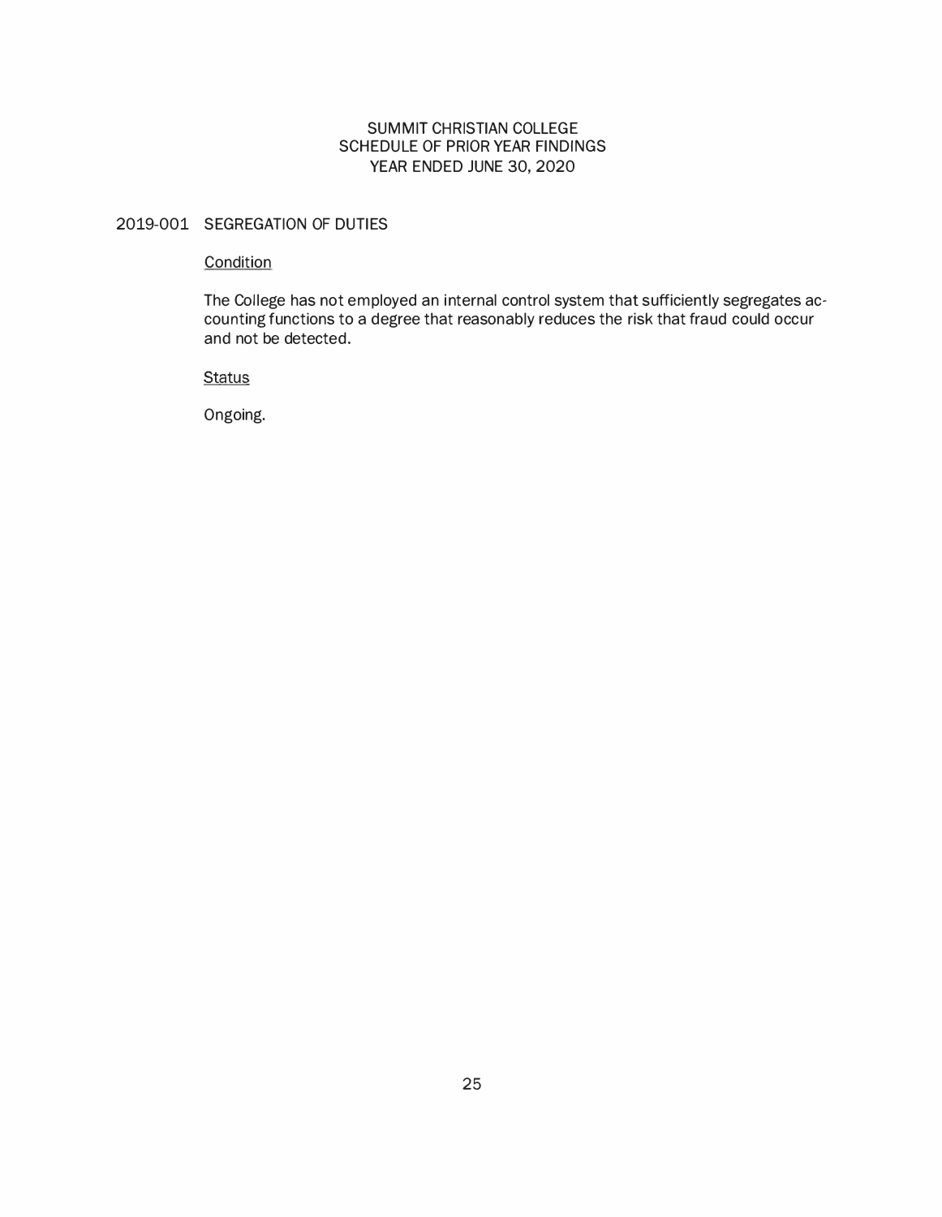# SUMMIT CHRISTIAN COLLEGE
## SCHEDULE OF PRIOR YEAR FINDINGS
## YEAR ENDED JUNE 30, 2020

### 2019-001 SEGREGATION OF DUTIES

Condition

The College has not employed an internal control system that sufficiently segregates accounting functions to a degree that reasonably reduces the risk that fraud could occur and not be detected.

Status

Ongoing.